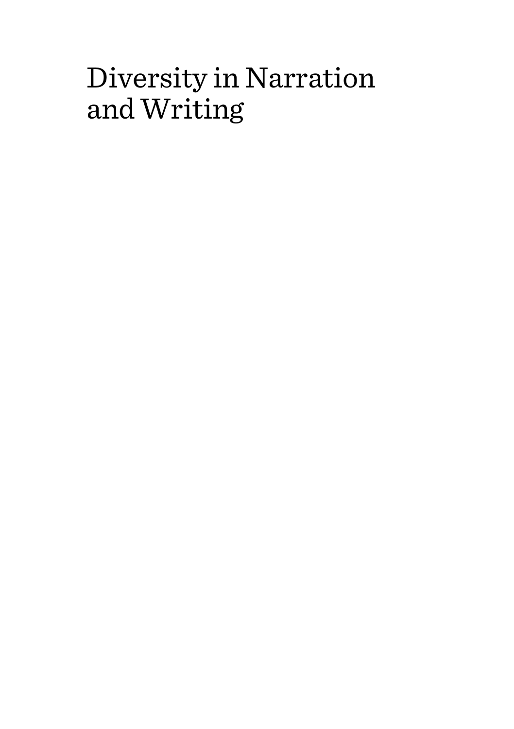# Diversity in Narration and Writing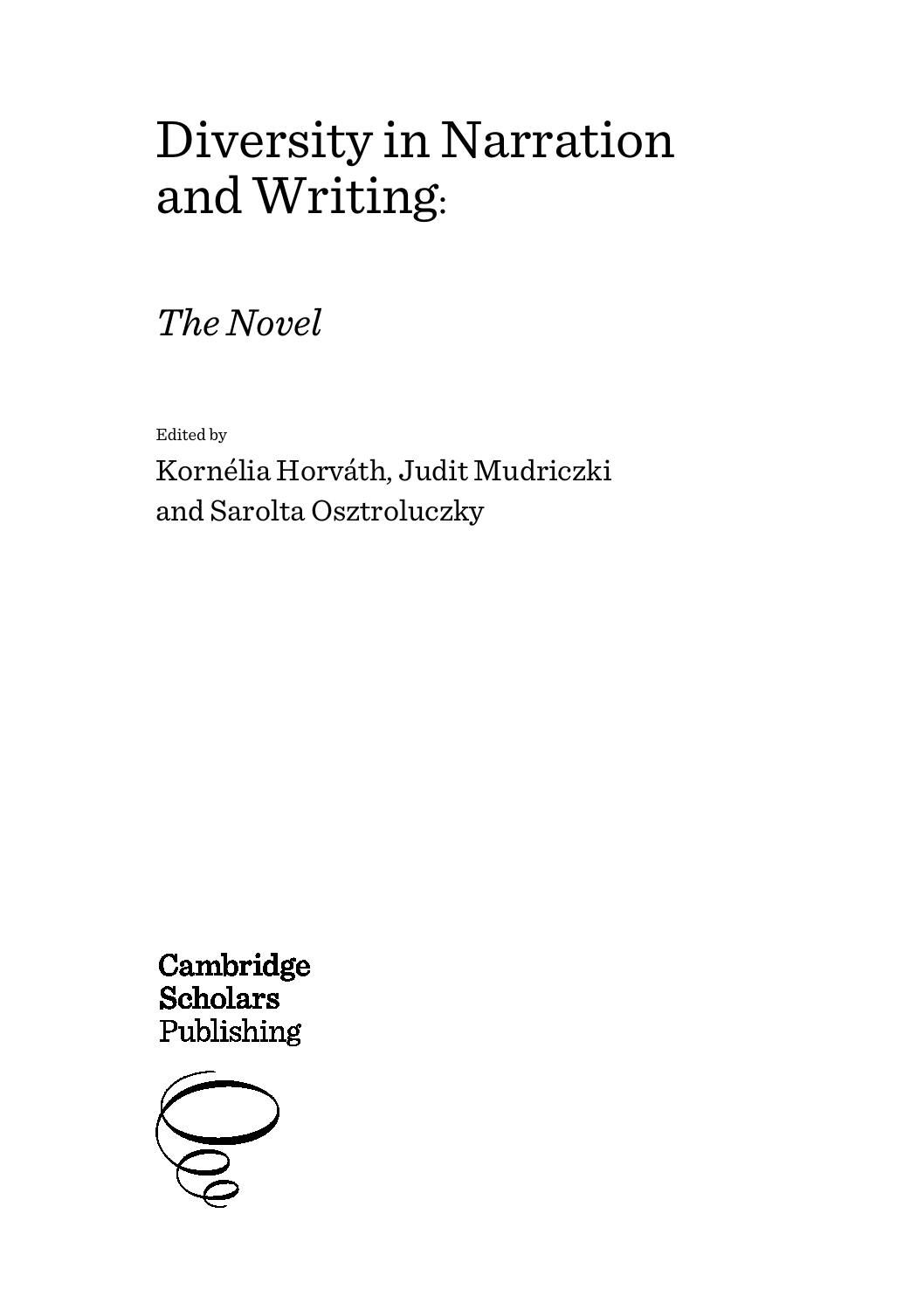# Diversity in Narration and Writing:

## *The Novel*

Edited by

Kornélia Horváth, Judit Mudriczki and Sarolta Osztroluczky

Cambridge Scholars Publishing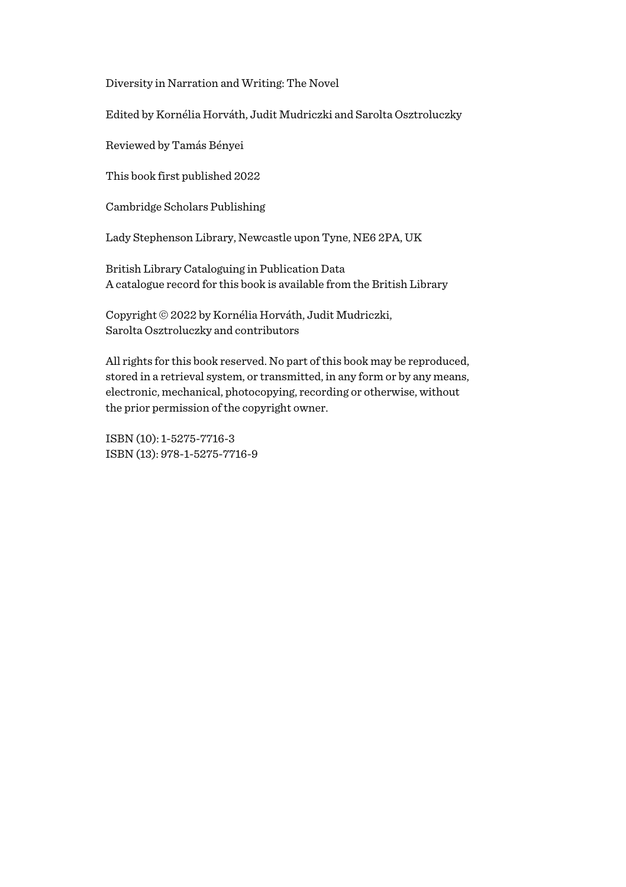Diversity in Narration and Writing: The Novel

Edited by Kornélia Horváth, Judit Mudriczki and Sarolta Osztroluczky

Reviewed by Tamás Bényei

This book first published 2022

Cambridge Scholars Publishing

Lady Stephenson Library, Newcastle upon Tyne, NE6 2PA, UK

British Library Cataloguing in Publication Data
A catalogue record for this book is available from the British Library

Copyright © 2022 by Kornélia Horváth, Judit Mudriczki,
Sarolta Osztroluczky and contributors

All rights for this book reserved. No part of this book may be reproduced, stored in a retrieval system, or transmitted, in any form or by any means, electronic, mechanical, photocopying, recording or otherwise, without the prior permission of the copyright owner.

ISBN (10): 1-5275-7716-3
ISBN (13): 978-1-5275-7716-9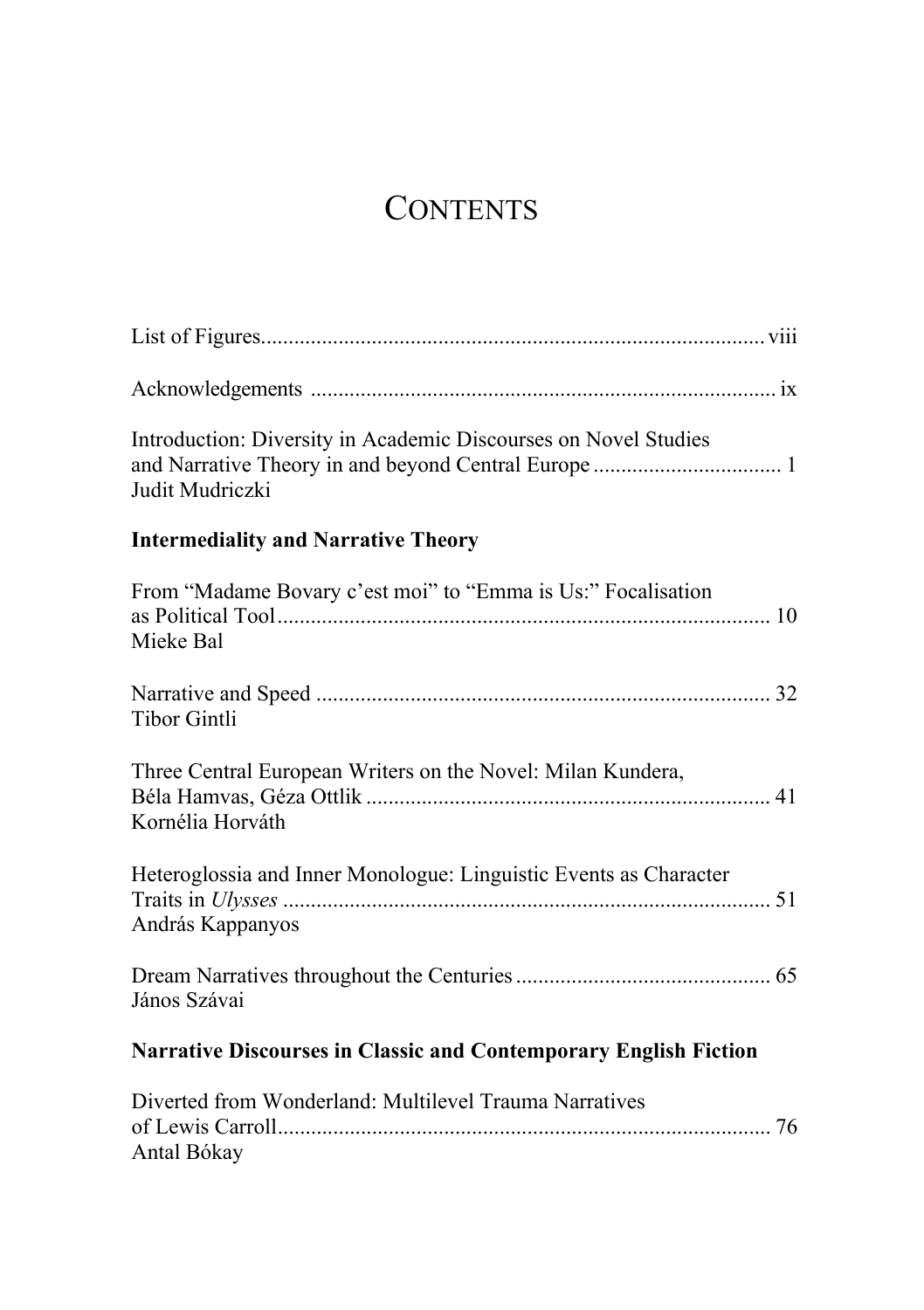# CONTENTS

List of Figures ..... viii

Acknowledgements ..... ix

Introduction: Diversity in Academic Discourses on Novel Studies and Narrative Theory in and beyond Central Europe ..... 1
Judit Mudriczki

**Intermediality and Narrative Theory**

From "Madame Bovary c'est moi" to "Emma is Us:" Focalisation as Political Tool ..... 10
Mieke Bal

Narrative and Speed ..... 32
Tibor Gintli

Three Central European Writers on the Novel: Milan Kundera, Béla Hamvas, Géza Ottlik ..... 41
Kornélia Horváth

Heteroglossia and Inner Monologue: Linguistic Events as Character Traits in *Ulysses* ..... 51
András Kappanyos

Dream Narratives throughout the Centuries ..... 65
János Szávai

**Narrative Discourses in Classic and Contemporary English Fiction**

Diverted from Wonderland: Multilevel Trauma Narratives of Lewis Carroll ..... 76
Antal Bókay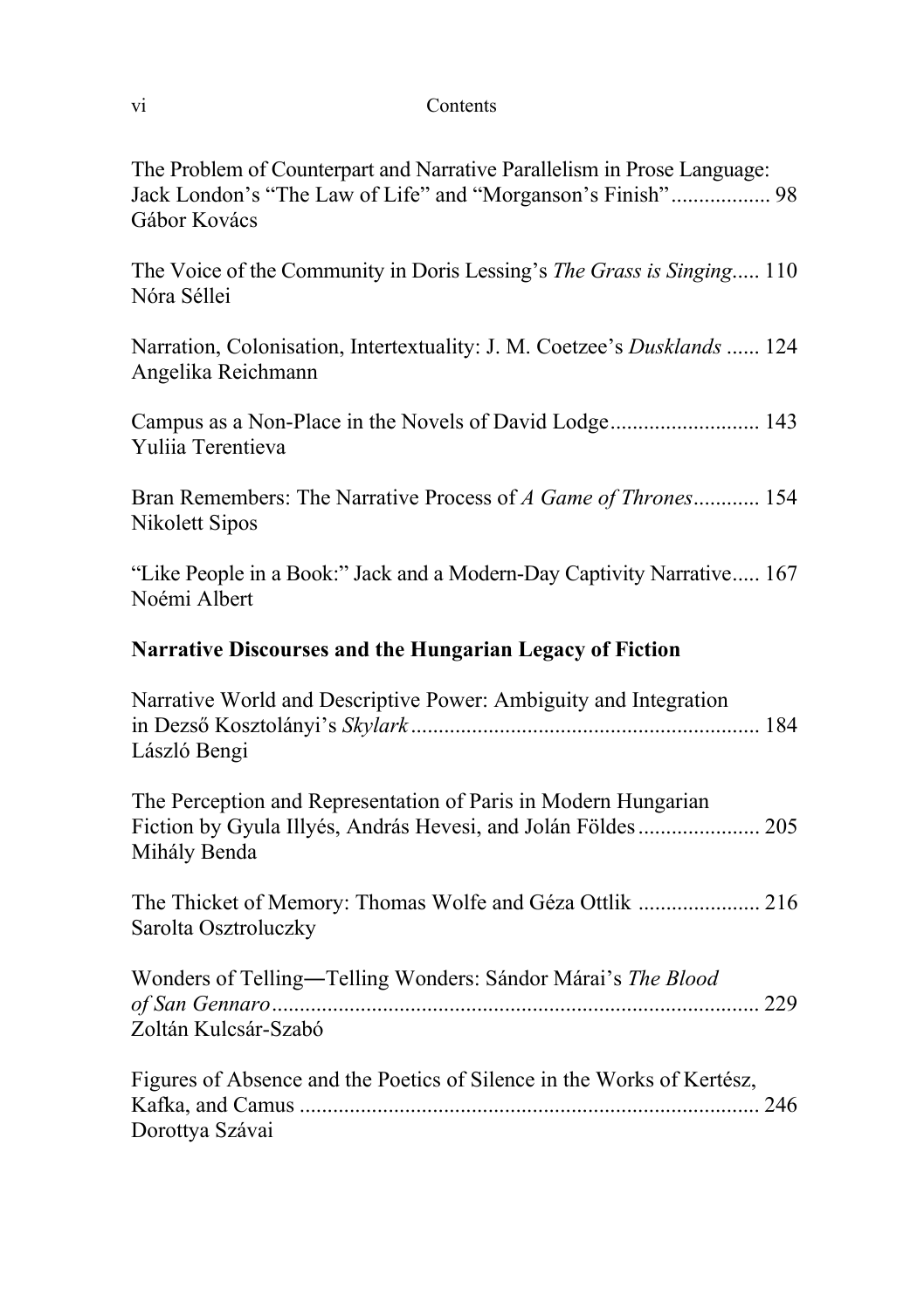The Problem of Counterpart and Narrative Parallelism in Prose Language: Jack London's "The Law of Life" and "Morganson's Finish" .................. 98
Gábor Kovács

The Voice of the Community in Doris Lessing's *The Grass is Singing*..... 110
Nóra Séllei

Narration, Colonisation, Intertextuality: J. M. Coetzee's *Dusklands* ...... 124
Angelika Reichmann

Campus as a Non-Place in the Novels of David Lodge........................... 143
Yuliia Terentieva

Bran Remembers: The Narrative Process of *A Game of Thrones*............ 154
Nikolett Sipos

"Like People in a Book:" Jack and a Modern-Day Captivity Narrative..... 167
Noémi Albert

**Narrative Discourses and the Hungarian Legacy of Fiction**

Narrative World and Descriptive Power: Ambiguity and Integration in Dezső Kosztolányi's *Skylark*............................................................... 184
László Bengi

The Perception and Representation of Paris in Modern Hungarian Fiction by Gyula Illyés, András Hevesi, and Jolán Földes...................... 205
Mihály Benda

The Thicket of Memory: Thomas Wolfe and Géza Ottlik ...................... 216
Sarolta Osztroluczky

Wonders of Telling―Telling Wonders: Sándor Márai's *The Blood of San Gennaro*........................................................................................ 229
Zoltán Kulcsár-Szabó

Figures of Absence and the Poetics of Silence in the Works of Kertész, Kafka, and Camus ................................................................................... 246
Dorottya Szávai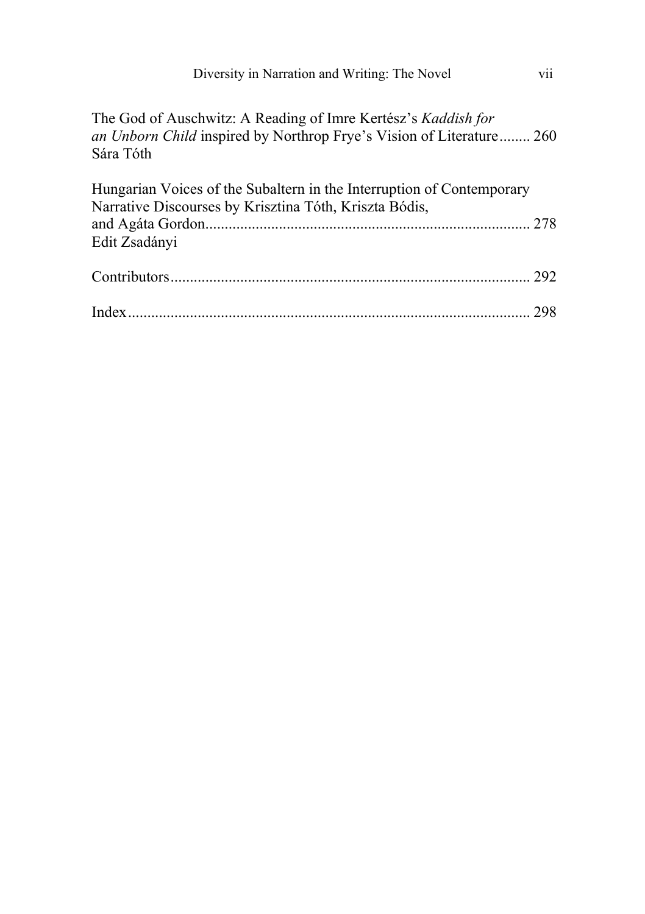The God of Auschwitz: A Reading of Imre Kertész's *Kaddish for an Unborn Child* inspired by Northrop Frye's Vision of Literature........ 260
Sára Tóth

Hungarian Voices of the Subaltern in the Interruption of Contemporary Narrative Discourses by Krisztina Tóth, Kriszta Bódis, and Agáta Gordon.................................................................................. 278
Edit Zsadányi

Contributors........................................................................................... 292

Index....................................................................................................... 298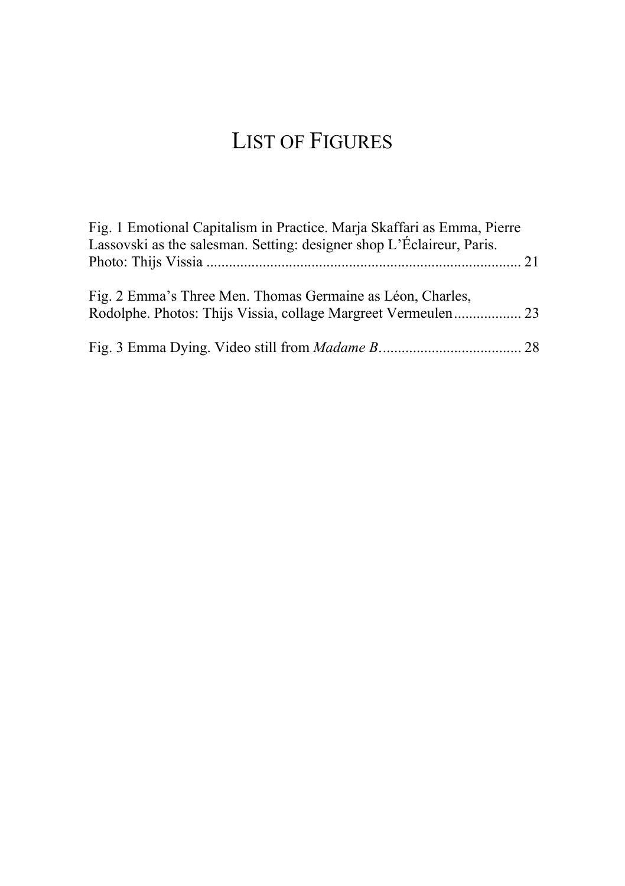# LIST OF FIGURES

Fig. 1 Emotional Capitalism in Practice. Marja Skaffari as Emma, Pierre Lassovski as the salesman. Setting: designer shop L'Éclaireur, Paris. Photo: Thijs Vissia .................................................................................... 21

Fig. 2 Emma's Three Men. Thomas Germaine as Léon, Charles, Rodolphe. Photos: Thijs Vissia, collage Margreet Vermeulen.................. 23

Fig. 3 Emma Dying. Video still from *Madame B*...................................... 28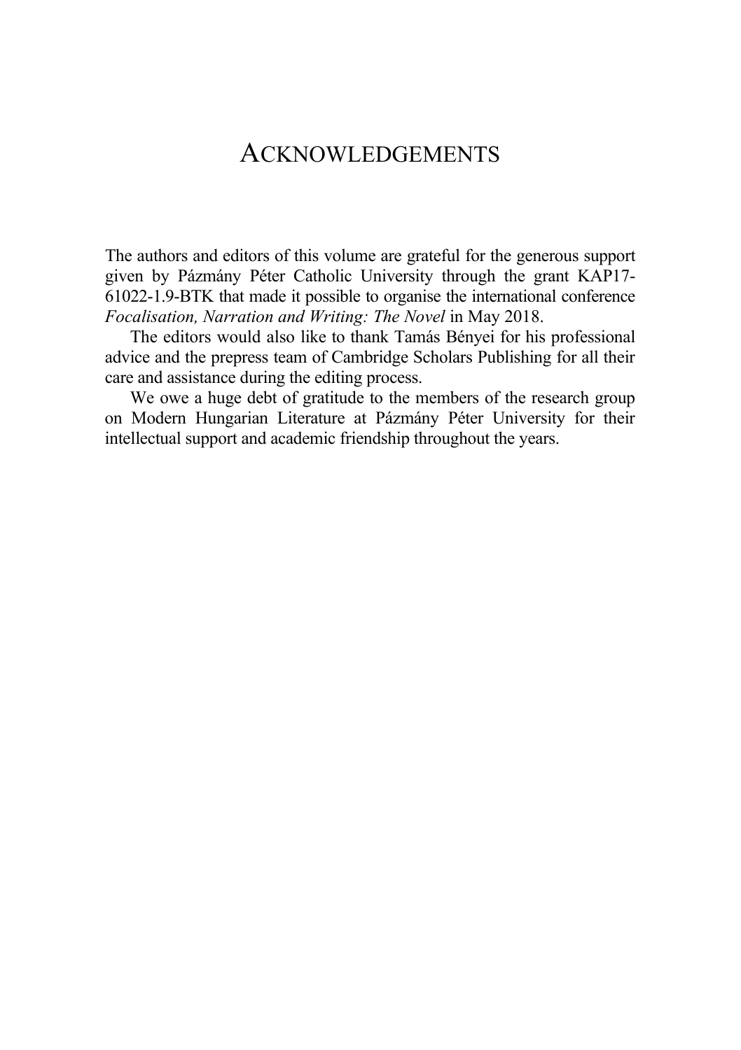# ACKNOWLEDGEMENTS

The authors and editors of this volume are grateful for the generous support given by Pázmány Péter Catholic University through the grant KAP17-61022-1.9-BTK that made it possible to organise the international conference *Focalisation, Narration and Writing: The Novel* in May 2018.

The editors would also like to thank Tamás Bényei for his professional advice and the prepress team of Cambridge Scholars Publishing for all their care and assistance during the editing process.

We owe a huge debt of gratitude to the members of the research group on Modern Hungarian Literature at Pázmány Péter University for their intellectual support and academic friendship throughout the years.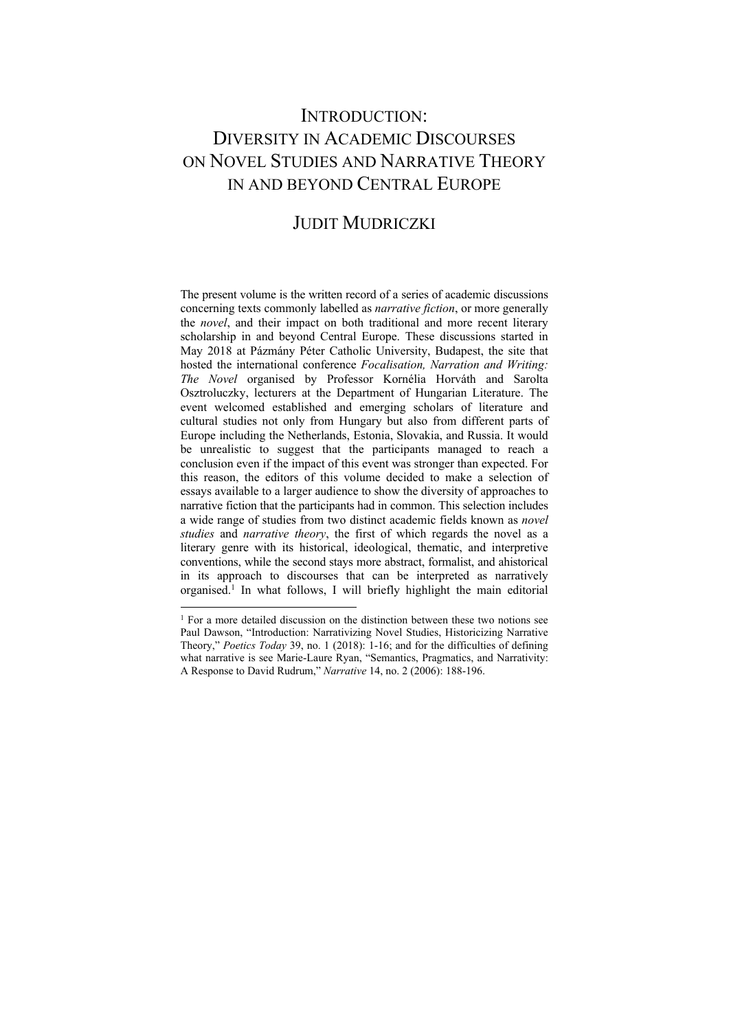# INTRODUCTION: DIVERSITY IN ACADEMIC DISCOURSES ON NOVEL STUDIES AND NARRATIVE THEORY IN AND BEYOND CENTRAL EUROPE

## JUDIT MUDRICZKI

The present volume is the written record of a series of academic discussions concerning texts commonly labelled as *narrative fiction*, or more generally the *novel*, and their impact on both traditional and more recent literary scholarship in and beyond Central Europe. These discussions started in May 2018 at Pázmány Péter Catholic University, Budapest, the site that hosted the international conference *Focalisation, Narration and Writing: The Novel* organised by Professor Kornélia Horváth and Sarolta Osztroluczky, lecturers at the Department of Hungarian Literature. The event welcomed established and emerging scholars of literature and cultural studies not only from Hungary but also from different parts of Europe including the Netherlands, Estonia, Slovakia, and Russia. It would be unrealistic to suggest that the participants managed to reach a conclusion even if the impact of this event was stronger than expected. For this reason, the editors of this volume decided to make a selection of essays available to a larger audience to show the diversity of approaches to narrative fiction that the participants had in common. This selection includes a wide range of studies from two distinct academic fields known as *novel studies* and *narrative theory*, the first of which regards the novel as a literary genre with its historical, ideological, thematic, and interpretive conventions, while the second stays more abstract, formalist, and ahistorical in its approach to discourses that can be interpreted as narratively organised.[1] In what follows, I will briefly highlight the main editorial

---

[1] For a more detailed discussion on the distinction between these two notions see Paul Dawson, "Introduction: Narrativizing Novel Studies, Historicizing Narrative Theory," *Poetics Today* 39, no. 1 (2018): 1-16; and for the difficulties of defining what narrative is see Marie-Laure Ryan, "Semantics, Pragmatics, and Narrativity: A Response to David Rudrum," *Narrative* 14, no. 2 (2006): 188-196.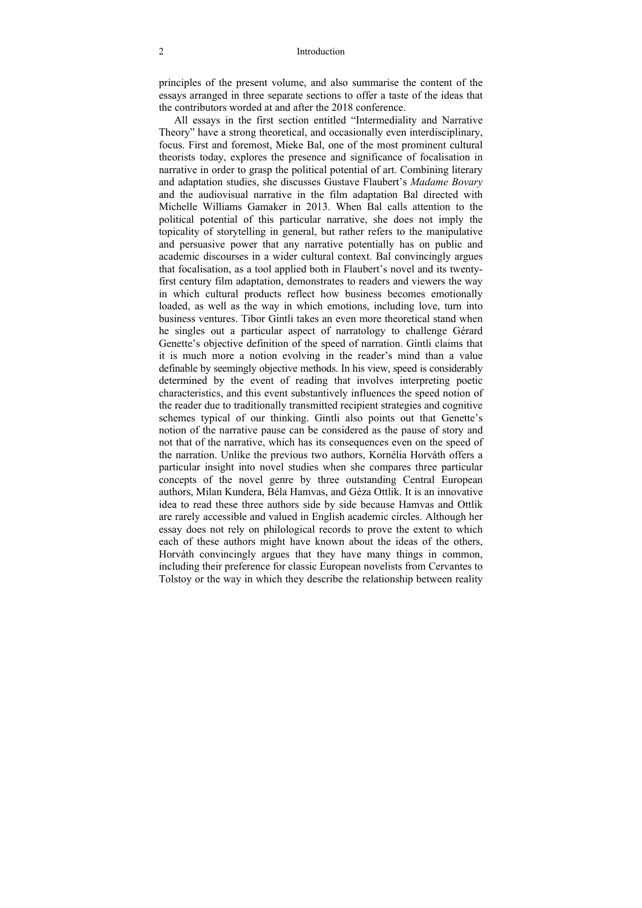principles of the present volume, and also summarise the content of the essays arranged in three separate sections to offer a taste of the ideas that the contributors worded at and after the 2018 conference.

All essays in the first section entitled "Intermediality and Narrative Theory" have a strong theoretical, and occasionally even interdisciplinary, focus. First and foremost, Mieke Bal, one of the most prominent cultural theorists today, explores the presence and significance of focalisation in narrative in order to grasp the political potential of art. Combining literary and adaptation studies, she discusses Gustave Flaubert's *Madame Bovary* and the audiovisual narrative in the film adaptation Bal directed with Michelle Williams Gamaker in 2013. When Bal calls attention to the political potential of this particular narrative, she does not imply the topicality of storytelling in general, but rather refers to the manipulative and persuasive power that any narrative potentially has on public and academic discourses in a wider cultural context. Bal convincingly argues that focalisation, as a tool applied both in Flaubert's novel and its twenty-first century film adaptation, demonstrates to readers and viewers the way in which cultural products reflect how business becomes emotionally loaded, as well as the way in which emotions, including love, turn into business ventures. Tibor Gintli takes an even more theoretical stand when he singles out a particular aspect of narratology to challenge Gérard Genette's objective definition of the speed of narration. Gintli claims that it is much more a notion evolving in the reader's mind than a value definable by seemingly objective methods. In his view, speed is considerably determined by the event of reading that involves interpreting poetic characteristics, and this event substantively influences the speed notion of the reader due to traditionally transmitted recipient strategies and cognitive schemes typical of our thinking. Gintli also points out that Genette's notion of the narrative pause can be considered as the pause of story and not that of the narrative, which has its consequences even on the speed of the narration. Unlike the previous two authors, Kornélia Horváth offers a particular insight into novel studies when she compares three particular concepts of the novel genre by three outstanding Central European authors, Milan Kundera, Béla Hamvas, and Géza Ottlik. It is an innovative idea to read these three authors side by side because Hamvas and Ottlik are rarely accessible and valued in English academic circles. Although her essay does not rely on philological records to prove the extent to which each of these authors might have known about the ideas of the others, Horváth convincingly argues that they have many things in common, including their preference for classic European novelists from Cervantes to Tolstoy or the way in which they describe the relationship between reality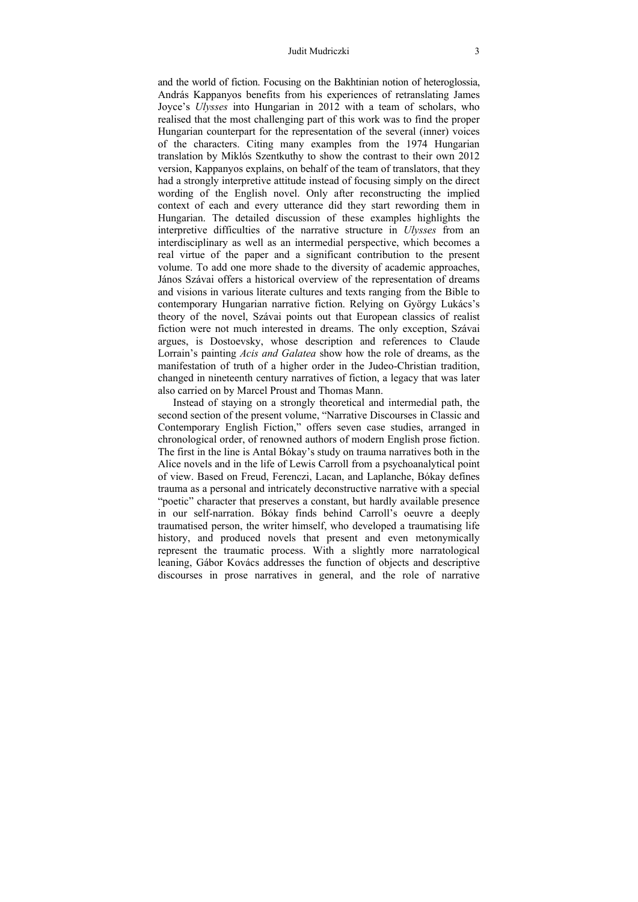and the world of fiction. Focusing on the Bakhtinian notion of heteroglossia, András Kappanyos benefits from his experiences of retranslating James Joyce's *Ulysses* into Hungarian in 2012 with a team of scholars, who realised that the most challenging part of this work was to find the proper Hungarian counterpart for the representation of the several (inner) voices of the characters. Citing many examples from the 1974 Hungarian translation by Miklós Szentkuthy to show the contrast to their own 2012 version, Kappanyos explains, on behalf of the team of translators, that they had a strongly interpretive attitude instead of focusing simply on the direct wording of the English novel. Only after reconstructing the implied context of each and every utterance did they start rewording them in Hungarian. The detailed discussion of these examples highlights the interpretive difficulties of the narrative structure in *Ulysses* from an interdisciplinary as well as an intermedial perspective, which becomes a real virtue of the paper and a significant contribution to the present volume. To add one more shade to the diversity of academic approaches, János Szávai offers a historical overview of the representation of dreams and visions in various literate cultures and texts ranging from the Bible to contemporary Hungarian narrative fiction. Relying on György Lukács's theory of the novel, Szávai points out that European classics of realist fiction were not much interested in dreams. The only exception, Szávai argues, is Dostoevsky, whose description and references to Claude Lorrain's painting *Acis and Galatea* show how the role of dreams, as the manifestation of truth of a higher order in the Judeo-Christian tradition, changed in nineteenth century narratives of fiction, a legacy that was later also carried on by Marcel Proust and Thomas Mann.

Instead of staying on a strongly theoretical and intermedial path, the second section of the present volume, "Narrative Discourses in Classic and Contemporary English Fiction," offers seven case studies, arranged in chronological order, of renowned authors of modern English prose fiction. The first in the line is Antal Bókay's study on trauma narratives both in the Alice novels and in the life of Lewis Carroll from a psychoanalytical point of view. Based on Freud, Ferenczi, Lacan, and Laplanche, Bókay defines trauma as a personal and intricately deconstructive narrative with a special "poetic" character that preserves a constant, but hardly available presence in our self-narration. Bókay finds behind Carroll's oeuvre a deeply traumatised person, the writer himself, who developed a traumatising life history, and produced novels that present and even metonymically represent the traumatic process. With a slightly more narratological leaning, Gábor Kovács addresses the function of objects and descriptive discourses in prose narratives in general, and the role of narrative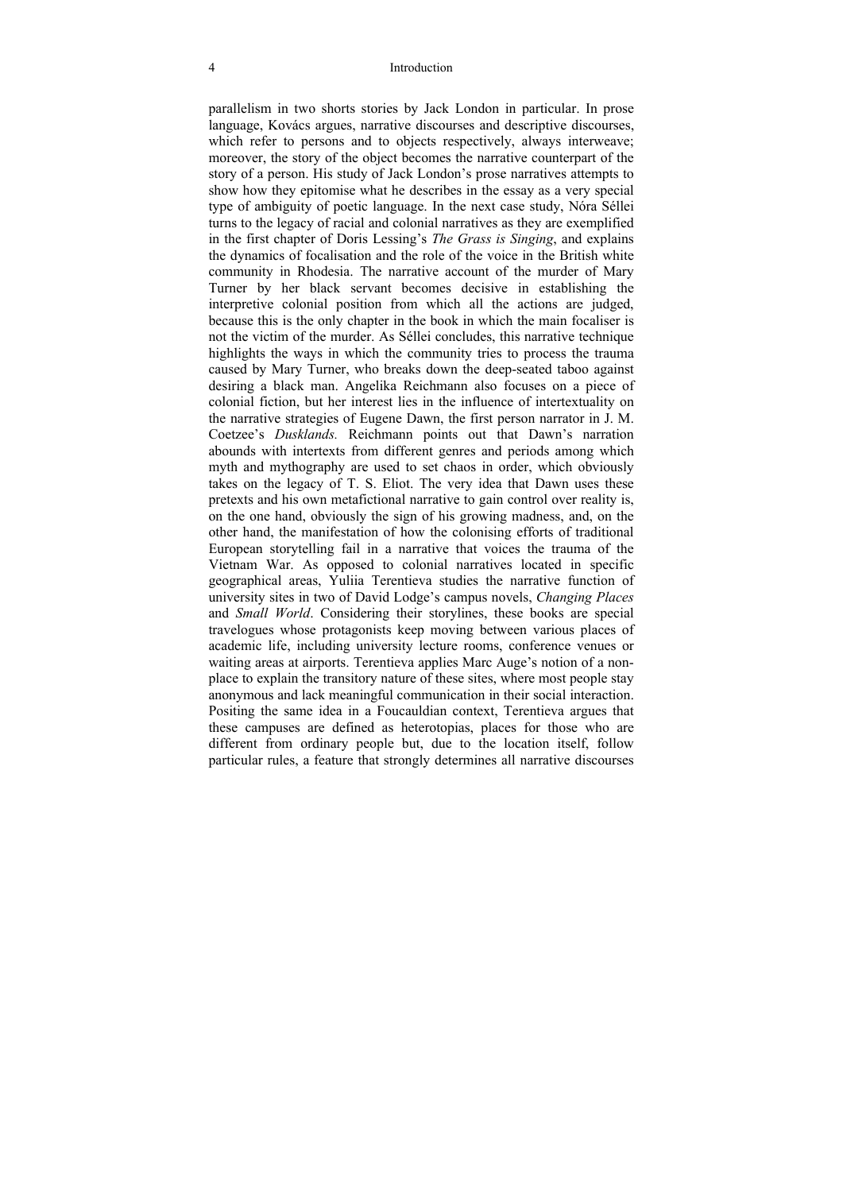parallelism in two shorts stories by Jack London in particular. In prose language, Kovács argues, narrative discourses and descriptive discourses, which refer to persons and to objects respectively, always interweave; moreover, the story of the object becomes the narrative counterpart of the story of a person. His study of Jack London's prose narratives attempts to show how they epitomise what he describes in the essay as a very special type of ambiguity of poetic language. In the next case study, Nóra Séllei turns to the legacy of racial and colonial narratives as they are exemplified in the first chapter of Doris Lessing's *The Grass is Singing*, and explains the dynamics of focalisation and the role of the voice in the British white community in Rhodesia. The narrative account of the murder of Mary Turner by her black servant becomes decisive in establishing the interpretive colonial position from which all the actions are judged, because this is the only chapter in the book in which the main focaliser is not the victim of the murder. As Séllei concludes, this narrative technique highlights the ways in which the community tries to process the trauma caused by Mary Turner, who breaks down the deep-seated taboo against desiring a black man. Angelika Reichmann also focuses on a piece of colonial fiction, but her interest lies in the influence of intertextuality on the narrative strategies of Eugene Dawn, the first person narrator in J. M. Coetzee's *Dusklands.* Reichmann points out that Dawn's narration abounds with intertexts from different genres and periods among which myth and mythography are used to set chaos in order, which obviously takes on the legacy of T. S. Eliot. The very idea that Dawn uses these pretexts and his own metafictional narrative to gain control over reality is, on the one hand, obviously the sign of his growing madness, and, on the other hand, the manifestation of how the colonising efforts of traditional European storytelling fail in a narrative that voices the trauma of the Vietnam War. As opposed to colonial narratives located in specific geographical areas, Yuliia Terentieva studies the narrative function of university sites in two of David Lodge's campus novels, *Changing Places* and *Small World*. Considering their storylines, these books are special travelogues whose protagonists keep moving between various places of academic life, including university lecture rooms, conference venues or waiting areas at airports. Terentieva applies Marc Auge's notion of a non-place to explain the transitory nature of these sites, where most people stay anonymous and lack meaningful communication in their social interaction. Positing the same idea in a Foucauldian context, Terentieva argues that these campuses are defined as heterotopias, places for those who are different from ordinary people but, due to the location itself, follow particular rules, a feature that strongly determines all narrative discourses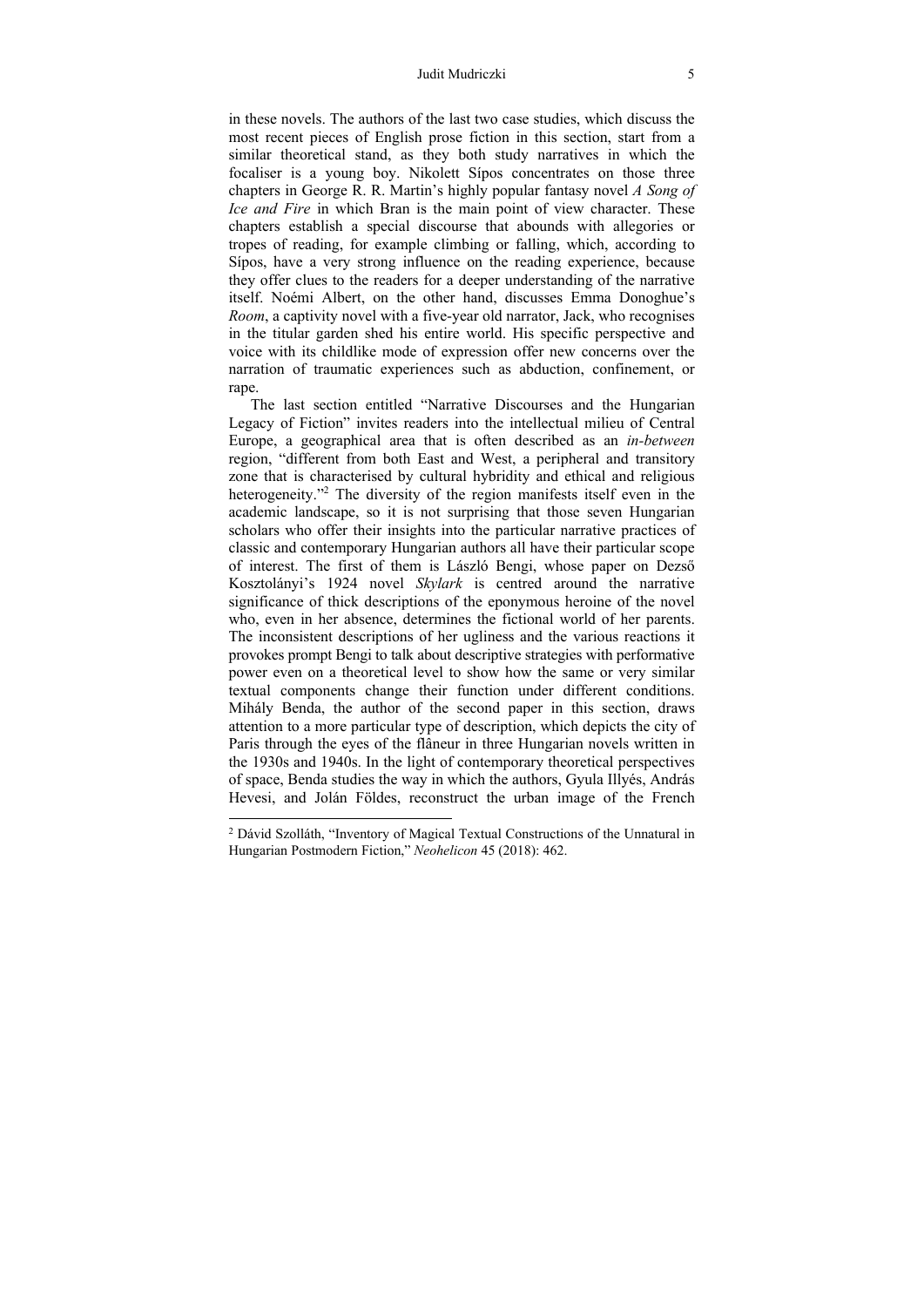in these novels. The authors of the last two case studies, which discuss the most recent pieces of English prose fiction in this section, start from a similar theoretical stand, as they both study narratives in which the focaliser is a young boy. Nikolett Sípos concentrates on those three chapters in George R. R. Martin's highly popular fantasy novel *A Song of Ice and Fire* in which Bran is the main point of view character. These chapters establish a special discourse that abounds with allegories or tropes of reading, for example climbing or falling, which, according to Sípos, have a very strong influence on the reading experience, because they offer clues to the readers for a deeper understanding of the narrative itself. Noémi Albert, on the other hand, discusses Emma Donoghue's *Room*, a captivity novel with a five-year old narrator, Jack, who recognises in the titular garden shed his entire world. His specific perspective and voice with its childlike mode of expression offer new concerns over the narration of traumatic experiences such as abduction, confinement, or rape.

The last section entitled "Narrative Discourses and the Hungarian Legacy of Fiction" invites readers into the intellectual milieu of Central Europe, a geographical area that is often described as an *in-between* region, "different from both East and West, a peripheral and transitory zone that is characterised by cultural hybridity and ethical and religious heterogeneity."[2] The diversity of the region manifests itself even in the academic landscape, so it is not surprising that those seven Hungarian scholars who offer their insights into the particular narrative practices of classic and contemporary Hungarian authors all have their particular scope of interest. The first of them is László Bengi, whose paper on Dezső Kosztolányi's 1924 novel *Skylark* is centred around the narrative significance of thick descriptions of the eponymous heroine of the novel who, even in her absence, determines the fictional world of her parents. The inconsistent descriptions of her ugliness and the various reactions it provokes prompt Bengi to talk about descriptive strategies with performative power even on a theoretical level to show how the same or very similar textual components change their function under different conditions. Mihály Benda, the author of the second paper in this section, draws attention to a more particular type of description, which depicts the city of Paris through the eyes of the flâneur in three Hungarian novels written in the 1930s and 1940s. In the light of contemporary theoretical perspectives of space, Benda studies the way in which the authors, Gyula Illyés, András Hevesi, and Jolán Földes, reconstruct the urban image of the French

[2] Dávid Szolláth, "Inventory of Magical Textual Constructions of the Unnatural in Hungarian Postmodern Fiction," *Neohelicon* 45 (2018): 462.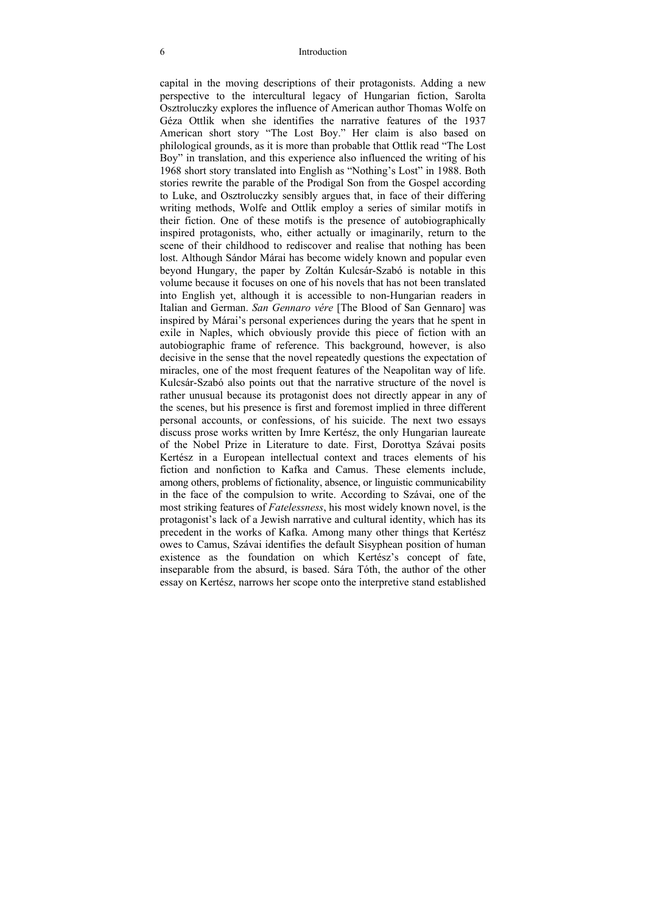capital in the moving descriptions of their protagonists. Adding a new perspective to the intercultural legacy of Hungarian fiction, Sarolta Osztroluczky explores the influence of American author Thomas Wolfe on Géza Ottlik when she identifies the narrative features of the 1937 American short story "The Lost Boy." Her claim is also based on philological grounds, as it is more than probable that Ottlik read "The Lost Boy" in translation, and this experience also influenced the writing of his 1968 short story translated into English as "Nothing's Lost" in 1988. Both stories rewrite the parable of the Prodigal Son from the Gospel according to Luke, and Osztroluczky sensibly argues that, in face of their differing writing methods, Wolfe and Ottlik employ a series of similar motifs in their fiction. One of these motifs is the presence of autobiographically inspired protagonists, who, either actually or imaginarily, return to the scene of their childhood to rediscover and realise that nothing has been lost. Although Sándor Márai has become widely known and popular even beyond Hungary, the paper by Zoltán Kulcsár-Szabó is notable in this volume because it focuses on one of his novels that has not been translated into English yet, although it is accessible to non-Hungarian readers in Italian and German. *San Gennaro vére* [The Blood of San Gennaro] was inspired by Márai's personal experiences during the years that he spent in exile in Naples, which obviously provide this piece of fiction with an autobiographic frame of reference. This background, however, is also decisive in the sense that the novel repeatedly questions the expectation of miracles, one of the most frequent features of the Neapolitan way of life. Kulcsár-Szabó also points out that the narrative structure of the novel is rather unusual because its protagonist does not directly appear in any of the scenes, but his presence is first and foremost implied in three different personal accounts, or confessions, of his suicide. The next two essays discuss prose works written by Imre Kertész, the only Hungarian laureate of the Nobel Prize in Literature to date. First, Dorottya Szávai posits Kertész in a European intellectual context and traces elements of his fiction and nonfiction to Kafka and Camus. These elements include, among others, problems of fictionality, absence, or linguistic communicability in the face of the compulsion to write. According to Szávai, one of the most striking features of *Fatelessness*, his most widely known novel, is the protagonist's lack of a Jewish narrative and cultural identity, which has its precedent in the works of Kafka. Among many other things that Kertész owes to Camus, Szávai identifies the default Sisyphean position of human existence as the foundation on which Kertész's concept of fate, inseparable from the absurd, is based. Sára Tóth, the author of the other essay on Kertész, narrows her scope onto the interpretive stand established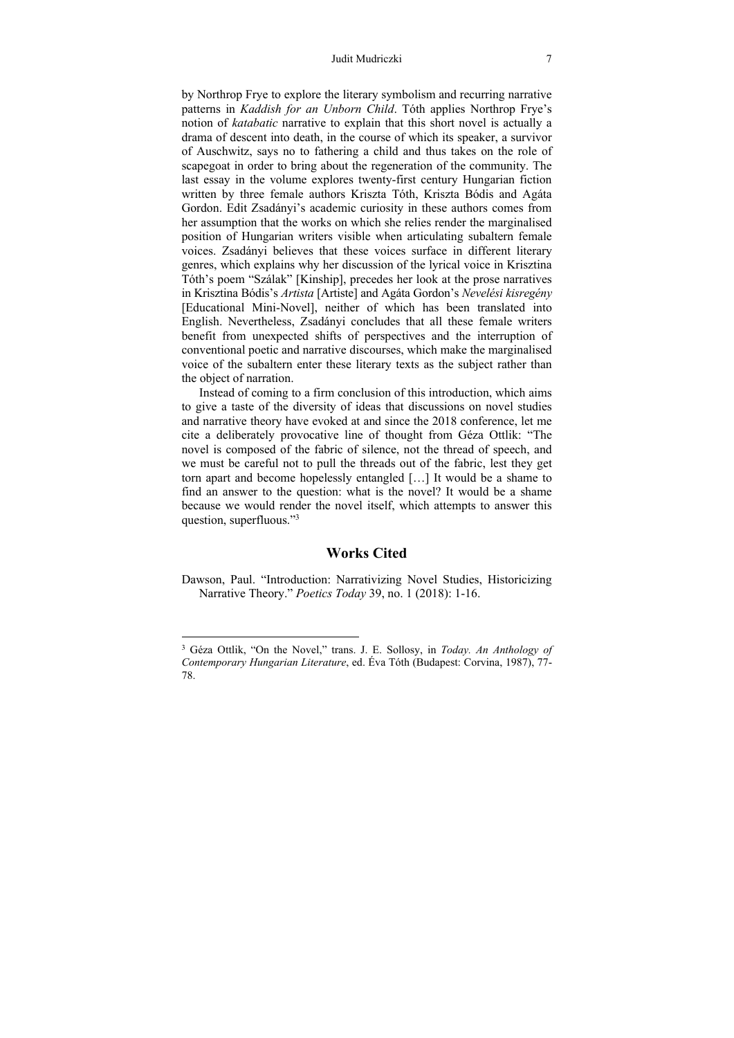by Northrop Frye to explore the literary symbolism and recurring narrative patterns in *Kaddish for an Unborn Child*. Tóth applies Northrop Frye's notion of *katabatic* narrative to explain that this short novel is actually a drama of descent into death, in the course of which its speaker, a survivor of Auschwitz, says no to fathering a child and thus takes on the role of scapegoat in order to bring about the regeneration of the community. The last essay in the volume explores twenty-first century Hungarian fiction written by three female authors Kriszta Tóth, Kriszta Bódis and Agáta Gordon. Edit Zsadányi's academic curiosity in these authors comes from her assumption that the works on which she relies render the marginalised position of Hungarian writers visible when articulating subaltern female voices. Zsadányi believes that these voices surface in different literary genres, which explains why her discussion of the lyrical voice in Krisztina Tóth's poem "Szálak" [Kinship], precedes her look at the prose narratives in Krisztina Bódis's *Artista* [Artiste] and Agáta Gordon's *Nevelési kisregény* [Educational Mini-Novel], neither of which has been translated into English. Nevertheless, Zsadányi concludes that all these female writers benefit from unexpected shifts of perspectives and the interruption of conventional poetic and narrative discourses, which make the marginalised voice of the subaltern enter these literary texts as the subject rather than the object of narration.

Instead of coming to a firm conclusion of this introduction, which aims to give a taste of the diversity of ideas that discussions on novel studies and narrative theory have evoked at and since the 2018 conference, let me cite a deliberately provocative line of thought from Géza Ottlik: "The novel is composed of the fabric of silence, not the thread of speech, and we must be careful not to pull the threads out of the fabric, lest they get torn apart and become hopelessly entangled […] It would be a shame to find an answer to the question: what is the novel? It would be a shame because we would render the novel itself, which attempts to answer this question, superfluous."[3]

## Works Cited

Dawson, Paul. "Introduction: Narrativizing Novel Studies, Historicizing Narrative Theory." *Poetics Today* 39, no. 1 (2018): 1-16.

---

[3] Géza Ottlik, "On the Novel," trans. J. E. Sollosy, in *Today. An Anthology of Contemporary Hungarian Literature*, ed. Éva Tóth (Budapest: Corvina, 1987), 77-78.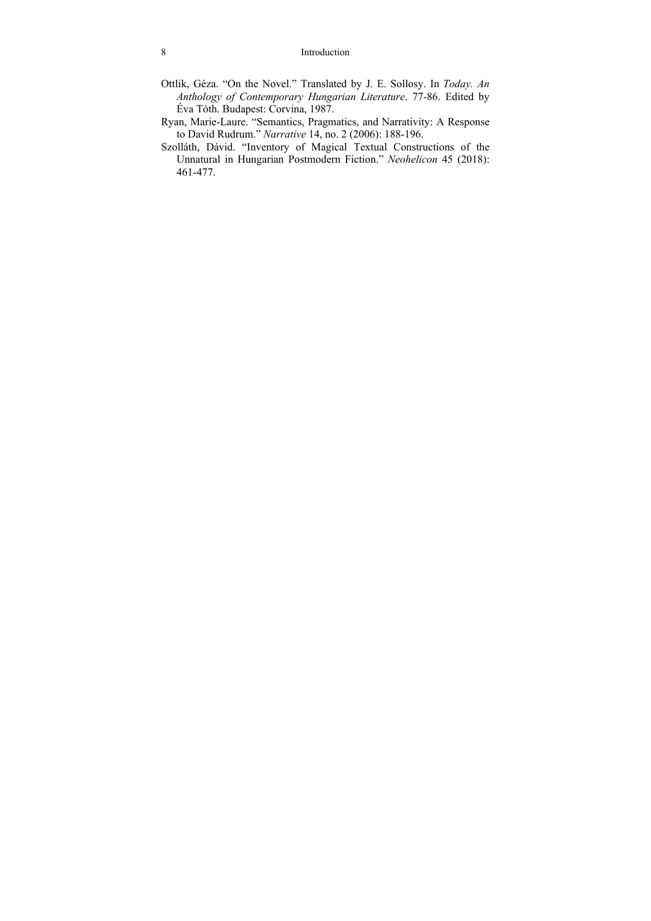Ottlik, Géza. "On the Novel." Translated by J. E. Sollosy. In *Today. An Anthology of Contemporary Hungarian Literature*. 77-86. Edited by Éva Tóth. Budapest: Corvina, 1987.

Ryan, Marie-Laure. "Semantics, Pragmatics, and Narrativity: A Response to David Rudrum." *Narrative* 14, no. 2 (2006): 188-196.

Szolláth, Dávid. "Inventory of Magical Textual Constructions of the Unnatural in Hungarian Postmodern Fiction." *Neohelicon* 45 (2018): 461-477.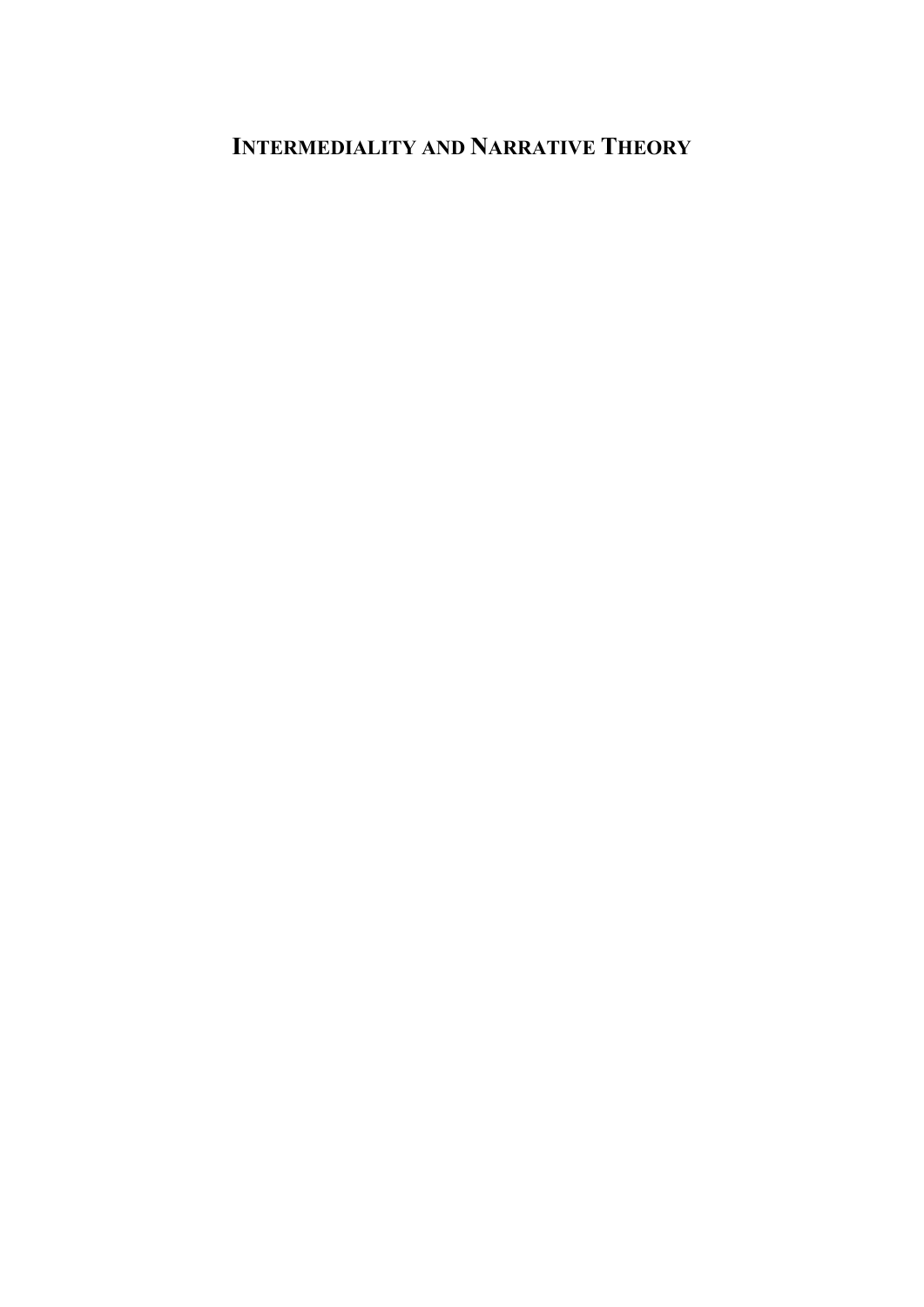# INTERMEDIALITY AND NARRATIVE THEORY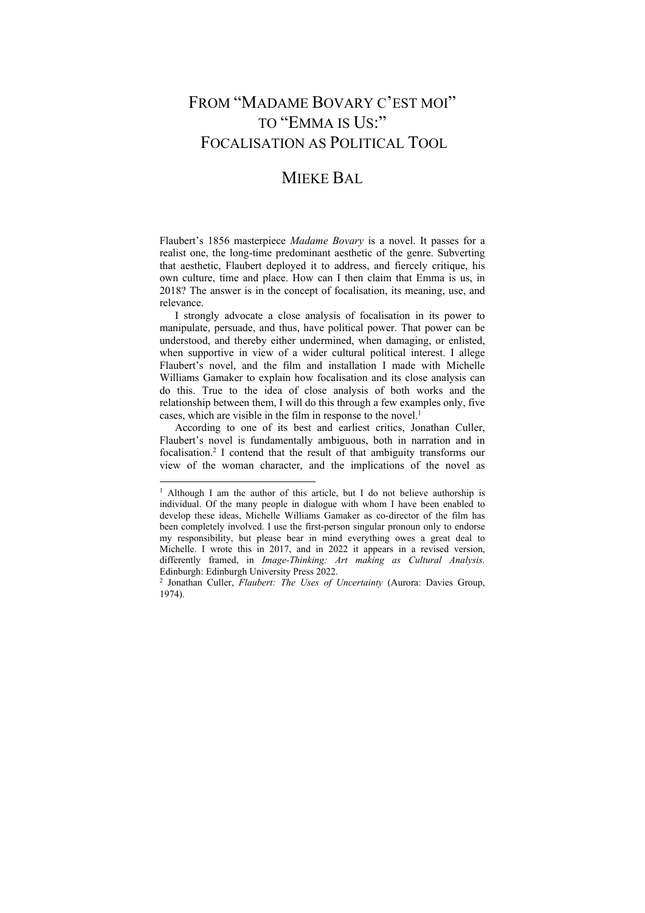# FROM "MADAME BOVARY C'EST MOI" TO "EMMA IS US:" FOCALISATION AS POLITICAL TOOL

## MIEKE BAL

Flaubert's 1856 masterpiece *Madame Bovary* is a novel. It passes for a realist one, the long-time predominant aesthetic of the genre. Subverting that aesthetic, Flaubert deployed it to address, and fiercely critique, his own culture, time and place. How can I then claim that Emma is us, in 2018? The answer is in the concept of focalisation, its meaning, use, and relevance.

I strongly advocate a close analysis of focalisation in its power to manipulate, persuade, and thus, have political power. That power can be understood, and thereby either undermined, when damaging, or enlisted, when supportive in view of a wider cultural political interest. I allege Flaubert's novel, and the film and installation I made with Michelle Williams Gamaker to explain how focalisation and its close analysis can do this. True to the idea of close analysis of both works and the relationship between them, I will do this through a few examples only, five cases, which are visible in the film in response to the novel.[1]

According to one of its best and earliest critics, Jonathan Culler, Flaubert's novel is fundamentally ambiguous, both in narration and in focalisation.[2] I contend that the result of that ambiguity transforms our view of the woman character, and the implications of the novel as

---

[1] Although I am the author of this article, but I do not believe authorship is individual. Of the many people in dialogue with whom I have been enabled to develop these ideas, Michelle Williams Gamaker as co-director of the film has been completely involved. I use the first-person singular pronoun only to endorse my responsibility, but please bear in mind everything owes a great deal to Michelle. I wrote this in 2017, and in 2022 it appears in a revised version, differently framed, in *Image-Thinking: Art making as Cultural Analysis.* Edinburgh: Edinburgh University Press 2022.

[2] Jonathan Culler, *Flaubert: The Uses of Uncertainty* (Aurora: Davies Group, 1974).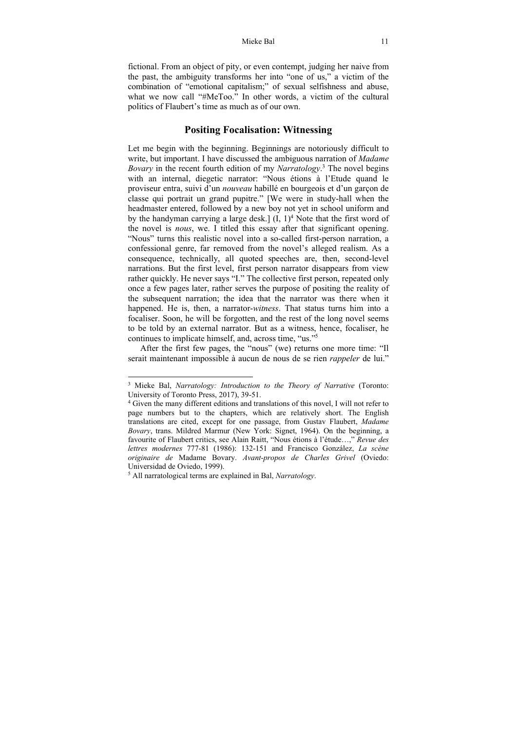fictional. From an object of pity, or even contempt, judging her naive from the past, the ambiguity transforms her into "one of us," a victim of the combination of "emotional capitalism;" of sexual selfishness and abuse, what we now call "#MeToo." In other words, a victim of the cultural politics of Flaubert's time as much as of our own.

## Positing Focalisation: Witnessing

Let me begin with the beginning. Beginnings are notoriously difficult to write, but important. I have discussed the ambiguous narration of *Madame Bovary* in the recent fourth edition of my *Narratology*.[3] The novel begins with an internal, diegetic narrator: "Nous étions à l'Etude quand le proviseur entra, suivi d'un *nouveau* habillé en bourgeois et d'un garçon de classe qui portrait un grand pupitre." [We were in study-hall when the headmaster entered, followed by a new boy not yet in school uniform and by the handyman carrying a large desk.] (I, 1)[4] Note that the first word of the novel is *nous*, we. I titled this essay after that significant opening. "Nous" turns this realistic novel into a so-called first-person narration, a confessional genre, far removed from the novel's alleged realism. As a consequence, technically, all quoted speeches are, then, second-level narrations. But the first level, first person narrator disappears from view rather quickly. He never says "I." The collective first person, repeated only once a few pages later, rather serves the purpose of positing the reality of the subsequent narration; the idea that the narrator was there when it happened. He is, then, a narrator-*witness*. That status turns him into a focaliser. Soon, he will be forgotten, and the rest of the long novel seems to be told by an external narrator. But as a witness, hence, focaliser, he continues to implicate himself, and, across time, "us."[5]

After the first few pages, the "nous" (we) returns one more time: "Il serait maintenant impossible à aucun de nous de se rien *rappeler* de lui."

---

[3] Mieke Bal, *Narratology: Introduction to the Theory of Narrative* (Toronto: University of Toronto Press, 2017), 39-51.

[4] Given the many different editions and translations of this novel, I will not refer to page numbers but to the chapters, which are relatively short. The English translations are cited, except for one passage, from Gustav Flaubert, *Madame Bovary*, trans. Mildred Marmur (New York: Signet, 1964). On the beginning, a favourite of Flaubert critics, see Alain Raitt, "Nous étions à l'étude…," *Revue des lettres modernes* 777-81 (1986): 132-151 and Francisco González, *La scène originaire de* Madame Bovary. *Avant-propos de Charles Grivel* (Oviedo: Universidad de Oviedo, 1999).

[5] All narratological terms are explained in Bal, *Narratology*.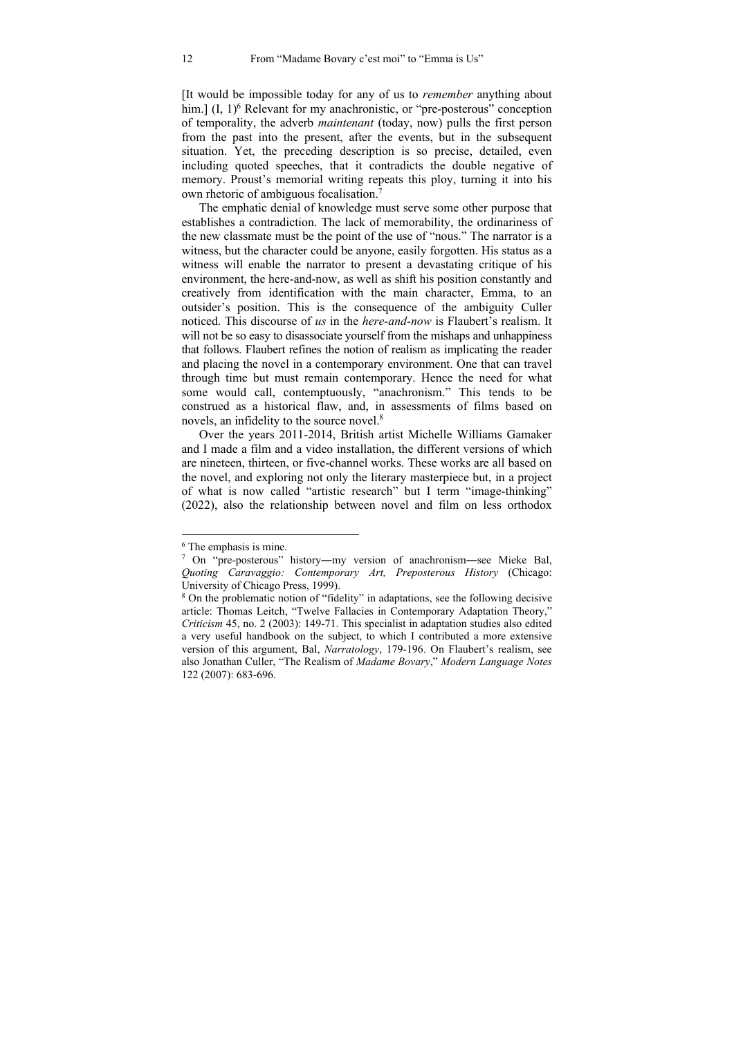[It would be impossible today for any of us to *remember* anything about him.] (I, 1)[6] Relevant for my anachronistic, or "pre-posterous" conception of temporality, the adverb *maintenant* (today, now) pulls the first person from the past into the present, after the events, but in the subsequent situation. Yet, the preceding description is so precise, detailed, even including quoted speeches, that it contradicts the double negative of memory. Proust's memorial writing repeats this ploy, turning it into his own rhetoric of ambiguous focalisation.[7]

The emphatic denial of knowledge must serve some other purpose that establishes a contradiction. The lack of memorability, the ordinariness of the new classmate must be the point of the use of "nous." The narrator is a witness, but the character could be anyone, easily forgotten. His status as a witness will enable the narrator to present a devastating critique of his environment, the here-and-now, as well as shift his position constantly and creatively from identification with the main character, Emma, to an outsider's position. This is the consequence of the ambiguity Culler noticed. This discourse of *us* in the *here-and-now* is Flaubert's realism. It will not be so easy to disassociate yourself from the mishaps and unhappiness that follows. Flaubert refines the notion of realism as implicating the reader and placing the novel in a contemporary environment. One that can travel through time but must remain contemporary. Hence the need for what some would call, contemptuously, "anachronism." This tends to be construed as a historical flaw, and, in assessments of films based on novels, an infidelity to the source novel.[8]

Over the years 2011-2014, British artist Michelle Williams Gamaker and I made a film and a video installation, the different versions of which are nineteen, thirteen, or five-channel works. These works are all based on the novel, and exploring not only the literary masterpiece but, in a project of what is now called "artistic research" but I term "image-thinking" (2022), also the relationship between novel and film on less orthodox

---

[6] The emphasis is mine.

[7] On "pre-posterous" history—my version of anachronism—see Mieke Bal, *Quoting Caravaggio: Contemporary Art, Preposterous History* (Chicago: University of Chicago Press, 1999).

[8] On the problematic notion of "fidelity" in adaptations, see the following decisive article: Thomas Leitch, "Twelve Fallacies in Contemporary Adaptation Theory," *Criticism* 45, no. 2 (2003): 149-71. This specialist in adaptation studies also edited a very useful handbook on the subject, to which I contributed a more extensive version of this argument, Bal, *Narratology*, 179-196. On Flaubert's realism, see also Jonathan Culler, "The Realism of *Madame Bovary*," *Modern Language Notes* 122 (2007): 683-696.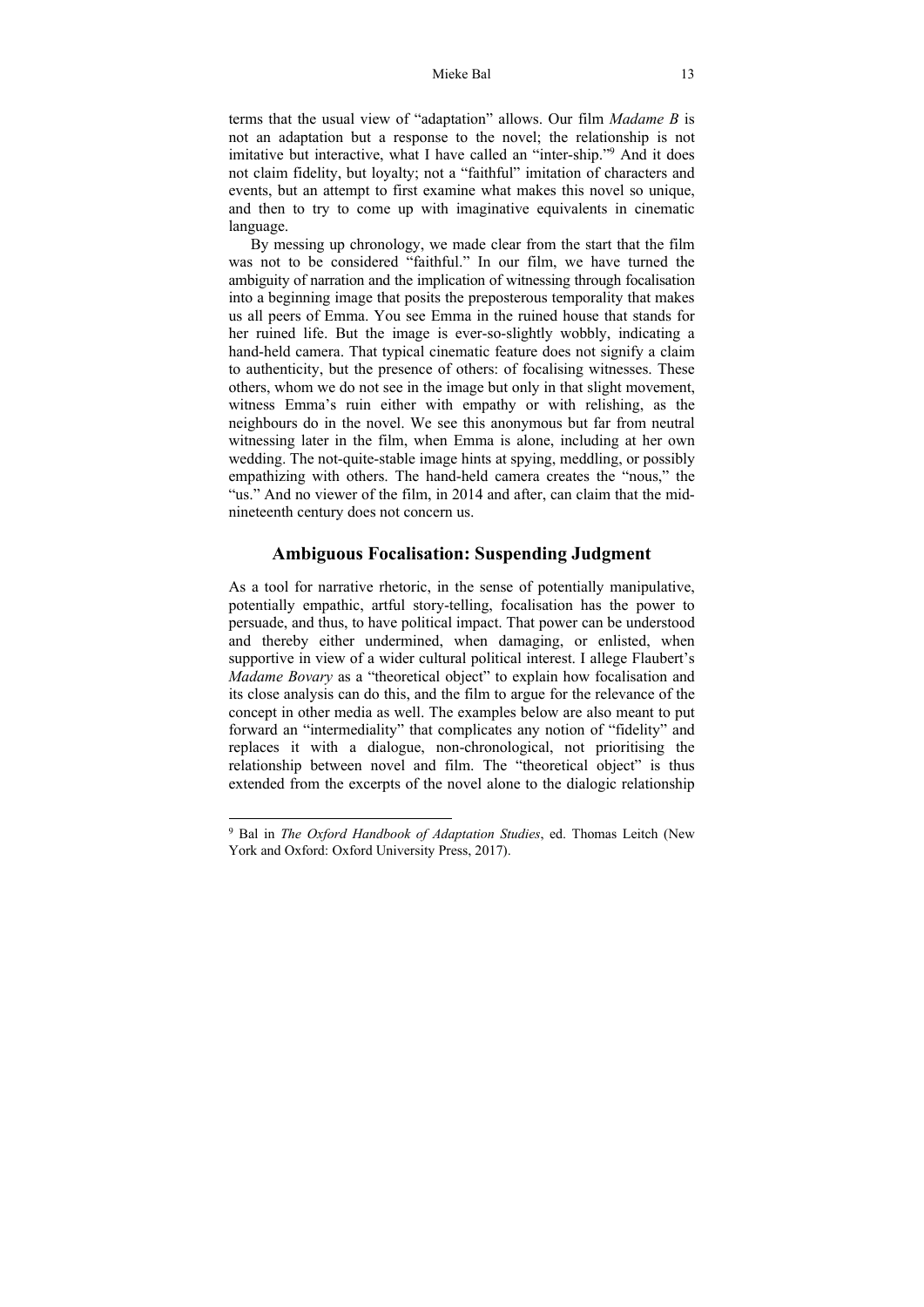terms that the usual view of "adaptation" allows. Our film *Madame B* is not an adaptation but a response to the novel; the relationship is not imitative but interactive, what I have called an "inter-ship."[9] And it does not claim fidelity, but loyalty; not a "faithful" imitation of characters and events, but an attempt to first examine what makes this novel so unique, and then to try to come up with imaginative equivalents in cinematic language.

By messing up chronology, we made clear from the start that the film was not to be considered "faithful." In our film, we have turned the ambiguity of narration and the implication of witnessing through focalisation into a beginning image that posits the preposterous temporality that makes us all peers of Emma. You see Emma in the ruined house that stands for her ruined life. But the image is ever-so-slightly wobbly, indicating a hand-held camera. That typical cinematic feature does not signify a claim to authenticity, but the presence of others: of focalising witnesses. These others, whom we do not see in the image but only in that slight movement, witness Emma's ruin either with empathy or with relishing, as the neighbours do in the novel. We see this anonymous but far from neutral witnessing later in the film, when Emma is alone, including at her own wedding. The not-quite-stable image hints at spying, meddling, or possibly empathizing with others. The hand-held camera creates the "nous," the "us." And no viewer of the film, in 2014 and after, can claim that the mid-nineteenth century does not concern us.

## Ambiguous Focalisation: Suspending Judgment

As a tool for narrative rhetoric, in the sense of potentially manipulative, potentially empathic, artful story-telling, focalisation has the power to persuade, and thus, to have political impact. That power can be understood and thereby either undermined, when damaging, or enlisted, when supportive in view of a wider cultural political interest. I allege Flaubert's *Madame Bovary* as a "theoretical object" to explain how focalisation and its close analysis can do this, and the film to argue for the relevance of the concept in other media as well. The examples below are also meant to put forward an "intermediality" that complicates any notion of "fidelity" and replaces it with a dialogue, non-chronological, not prioritising the relationship between novel and film. The "theoretical object" is thus extended from the excerpts of the novel alone to the dialogic relationship

---

[9] Bal in *The Oxford Handbook of Adaptation Studies*, ed. Thomas Leitch (New York and Oxford: Oxford University Press, 2017).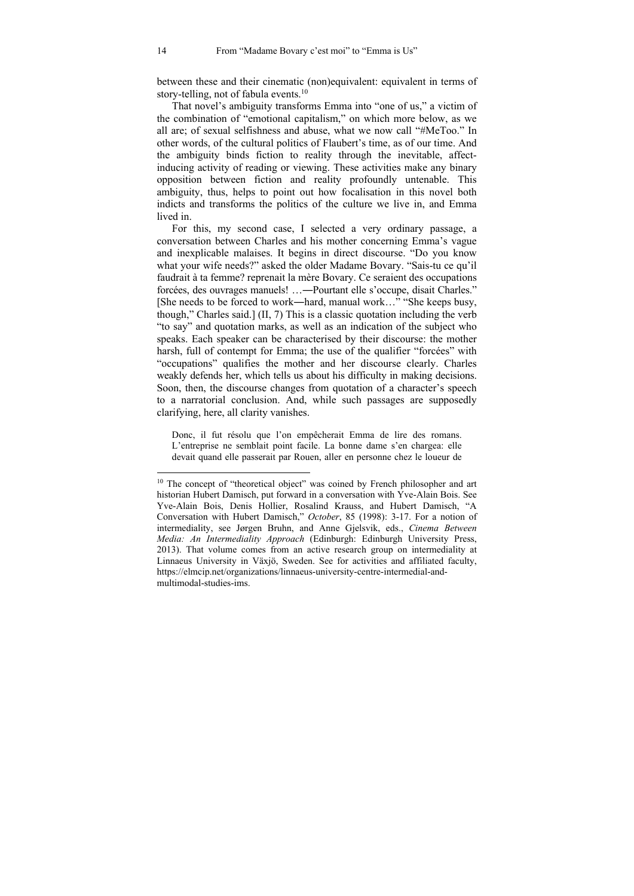between these and their cinematic (non)equivalent: equivalent in terms of story-telling, not of fabula events.[10]

That novel's ambiguity transforms Emma into "one of us," a victim of the combination of "emotional capitalism," on which more below, as we all are; of sexual selfishness and abuse, what we now call "#MeToo." In other words, of the cultural politics of Flaubert's time, as of our time. And the ambiguity binds fiction to reality through the inevitable, affect-inducing activity of reading or viewing. These activities make any binary opposition between fiction and reality profoundly untenable. This ambiguity, thus, helps to point out how focalisation in this novel both indicts and transforms the politics of the culture we live in, and Emma lived in.

For this, my second case, I selected a very ordinary passage, a conversation between Charles and his mother concerning Emma's vague and inexplicable malaises. It begins in direct discourse. "Do you know what your wife needs?" asked the older Madame Bovary. "Sais-tu ce qu'il faudrait à ta femme? reprenait la mère Bovary. Ce seraient des occupations forcées, des ouvrages manuels! …—Pourtant elle s'occupe, disait Charles." [She needs to be forced to work—hard, manual work…" "She keeps busy, though," Charles said.] (II, 7) This is a classic quotation including the verb "to say" and quotation marks, as well as an indication of the subject who speaks. Each speaker can be characterised by their discourse: the mother harsh, full of contempt for Emma; the use of the qualifier "forcées" with "occupations" qualifies the mother and her discourse clearly. Charles weakly defends her, which tells us about his difficulty in making decisions. Soon, then, the discourse changes from quotation of a character's speech to a narratorial conclusion. And, while such passages are supposedly clarifying, here, all clarity vanishes.

> Donc, il fut résolu que l'on empêcherait Emma de lire des romans. L'entreprise ne semblait point facile. La bonne dame s'en chargea: elle devait quand elle passerait par Rouen, aller en personne chez le loueur de

---

[10] The concept of "theoretical object" was coined by French philosopher and art historian Hubert Damisch, put forward in a conversation with Yve-Alain Bois. See Yve-Alain Bois, Denis Hollier, Rosalind Krauss, and Hubert Damisch, "A Conversation with Hubert Damisch," *October*, 85 (1998): 3-17. For a notion of intermediality, see Jørgen Bruhn, and Anne Gjelsvik, eds., *Cinema Between Media: An Intermediality Approach* (Edinburgh: Edinburgh University Press, 2013). That volume comes from an active research group on intermediality at Linnaeus University in Växjö, Sweden. See for activities and affiliated faculty, https://elmcip.net/organizations/linnaeus-university-centre-intermedial-and-multimodal-studies-ims.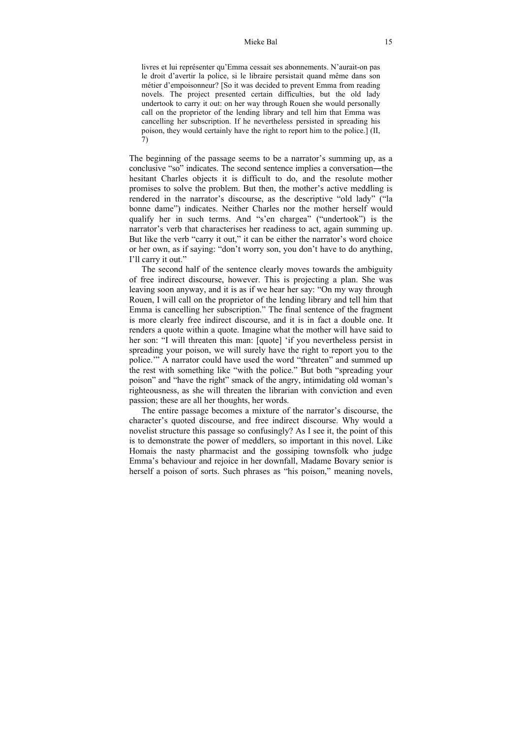> livres et lui représenter qu'Emma cessait ses abonnements. N'aurait-on pas le droit d'avertir la police, si le libraire persistait quand même dans son métier d'empoisonneur? [So it was decided to prevent Emma from reading novels. The project presented certain difficulties, but the old lady undertook to carry it out: on her way through Rouen she would personally call on the proprietor of the lending library and tell him that Emma was cancelling her subscription. If he nevertheless persisted in spreading his poison, they would certainly have the right to report him to the police.] (II, 7)

The beginning of the passage seems to be a narrator's summing up, as a conclusive "so" indicates. The second sentence implies a conversation―the hesitant Charles objects it is difficult to do, and the resolute mother promises to solve the problem. But then, the mother's active meddling is rendered in the narrator's discourse, as the descriptive "old lady" ("la bonne dame") indicates. Neither Charles nor the mother herself would qualify her in such terms. And "s'en chargea" ("undertook") is the narrator's verb that characterises her readiness to act, again summing up. But like the verb "carry it out," it can be either the narrator's word choice or her own, as if saying: "don't worry son, you don't have to do anything, I'll carry it out."

The second half of the sentence clearly moves towards the ambiguity of free indirect discourse, however. This is projecting a plan. She was leaving soon anyway, and it is as if we hear her say: "On my way through Rouen, I will call on the proprietor of the lending library and tell him that Emma is cancelling her subscription." The final sentence of the fragment is more clearly free indirect discourse, and it is in fact a double one. It renders a quote within a quote. Imagine what the mother will have said to her son: "I will threaten this man: [quote] 'if you nevertheless persist in spreading your poison, we will surely have the right to report you to the police.'" A narrator could have used the word "threaten" and summed up the rest with something like "with the police." But both "spreading your poison" and "have the right" smack of the angry, intimidating old woman's righteousness, as she will threaten the librarian with conviction and even passion; these are all her thoughts, her words.

The entire passage becomes a mixture of the narrator's discourse, the character's quoted discourse, and free indirect discourse. Why would a novelist structure this passage so confusingly? As I see it, the point of this is to demonstrate the power of meddlers, so important in this novel. Like Homais the nasty pharmacist and the gossiping townsfolk who judge Emma's behaviour and rejoice in her downfall, Madame Bovary senior is herself a poison of sorts. Such phrases as "his poison," meaning novels,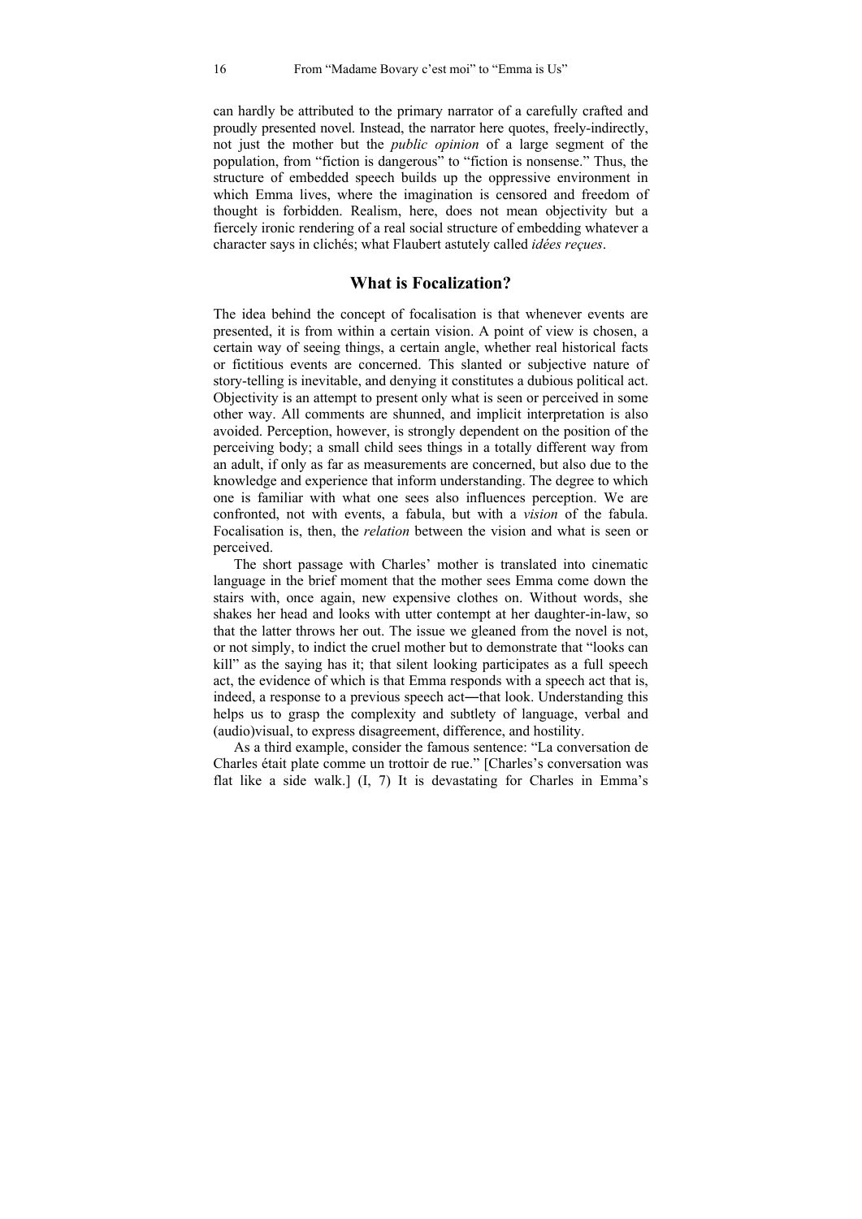can hardly be attributed to the primary narrator of a carefully crafted and proudly presented novel. Instead, the narrator here quotes, freely-indirectly, not just the mother but the *public opinion* of a large segment of the population, from "fiction is dangerous" to "fiction is nonsense." Thus, the structure of embedded speech builds up the oppressive environment in which Emma lives, where the imagination is censored and freedom of thought is forbidden. Realism, here, does not mean objectivity but a fiercely ironic rendering of a real social structure of embedding whatever a character says in clichés; what Flaubert astutely called *idées reçues*.

## What is Focalization?

The idea behind the concept of focalisation is that whenever events are presented, it is from within a certain vision. A point of view is chosen, a certain way of seeing things, a certain angle, whether real historical facts or fictitious events are concerned. This slanted or subjective nature of story-telling is inevitable, and denying it constitutes a dubious political act. Objectivity is an attempt to present only what is seen or perceived in some other way. All comments are shunned, and implicit interpretation is also avoided. Perception, however, is strongly dependent on the position of the perceiving body; a small child sees things in a totally different way from an adult, if only as far as measurements are concerned, but also due to the knowledge and experience that inform understanding. The degree to which one is familiar with what one sees also influences perception. We are confronted, not with events, a fabula, but with a *vision* of the fabula. Focalisation is, then, the *relation* between the vision and what is seen or perceived.

The short passage with Charles' mother is translated into cinematic language in the brief moment that the mother sees Emma come down the stairs with, once again, new expensive clothes on. Without words, she shakes her head and looks with utter contempt at her daughter-in-law, so that the latter throws her out. The issue we gleaned from the novel is not, or not simply, to indict the cruel mother but to demonstrate that "looks can kill" as the saying has it; that silent looking participates as a full speech act, the evidence of which is that Emma responds with a speech act that is, indeed, a response to a previous speech act—that look. Understanding this helps us to grasp the complexity and subtlety of language, verbal and (audio)visual, to express disagreement, difference, and hostility.

As a third example, consider the famous sentence: "La conversation de Charles était plate comme un trottoir de rue." [Charles's conversation was flat like a side walk.] (I, 7) It is devastating for Charles in Emma's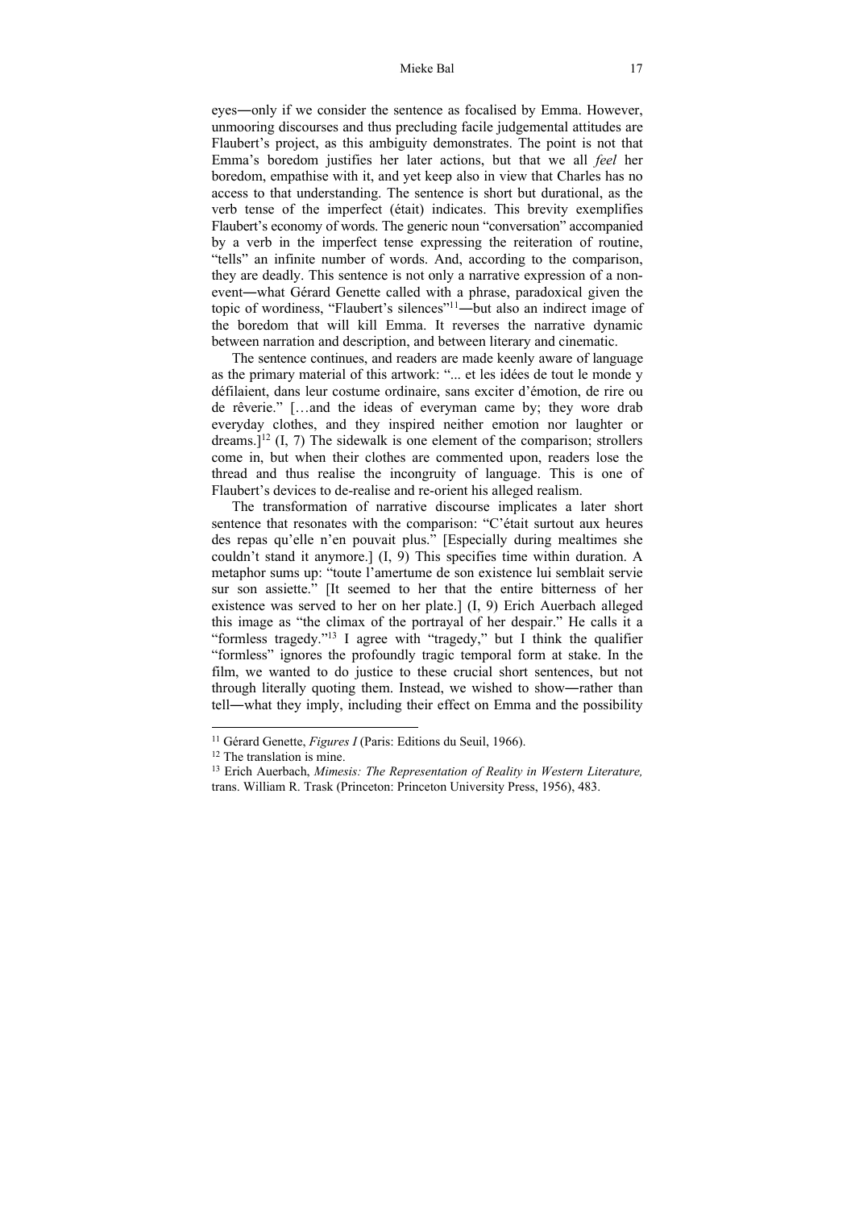eyes―only if we consider the sentence as focalised by Emma. However, unmooring discourses and thus precluding facile judgemental attitudes are Flaubert's project, as this ambiguity demonstrates. The point is not that Emma's boredom justifies her later actions, but that we all *feel* her boredom, empathise with it, and yet keep also in view that Charles has no access to that understanding. The sentence is short but durational, as the verb tense of the imperfect (était) indicates. This brevity exemplifies Flaubert's economy of words. The generic noun "conversation" accompanied by a verb in the imperfect tense expressing the reiteration of routine, "tells" an infinite number of words. And, according to the comparison, they are deadly. This sentence is not only a narrative expression of a non-event―what Gérard Genette called with a phrase, paradoxical given the topic of wordiness, "Flaubert's silences"[11]―but also an indirect image of the boredom that will kill Emma. It reverses the narrative dynamic between narration and description, and between literary and cinematic.

The sentence continues, and readers are made keenly aware of language as the primary material of this artwork: "... et les idées de tout le monde y défilaient, dans leur costume ordinaire, sans exciter d'émotion, de rire ou de rêverie." […and the ideas of everyman came by; they wore drab everyday clothes, and they inspired neither emotion nor laughter or dreams.][12] (I, 7) The sidewalk is one element of the comparison; strollers come in, but when their clothes are commented upon, readers lose the thread and thus realise the incongruity of language. This is one of Flaubert's devices to de-realise and re-orient his alleged realism.

The transformation of narrative discourse implicates a later short sentence that resonates with the comparison: "C'était surtout aux heures des repas qu'elle n'en pouvait plus." [Especially during mealtimes she couldn't stand it anymore.] (I, 9) This specifies time within duration. A metaphor sums up: "toute l'amertume de son existence lui semblait servie sur son assiette." [It seemed to her that the entire bitterness of her existence was served to her on her plate.] (I, 9) Erich Auerbach alleged this image as "the climax of the portrayal of her despair." He calls it a "formless tragedy."[13] I agree with "tragedy," but I think the qualifier "formless" ignores the profoundly tragic temporal form at stake. In the film, we wanted to do justice to these crucial short sentences, but not through literally quoting them. Instead, we wished to show―rather than tell―what they imply, including their effect on Emma and the possibility

---

[11] Gérard Genette, *Figures I* (Paris: Editions du Seuil, 1966).

[12] The translation is mine.

[13] Erich Auerbach, *Mimesis: The Representation of Reality in Western Literature,* trans. William R. Trask (Princeton: Princeton University Press, 1956), 483.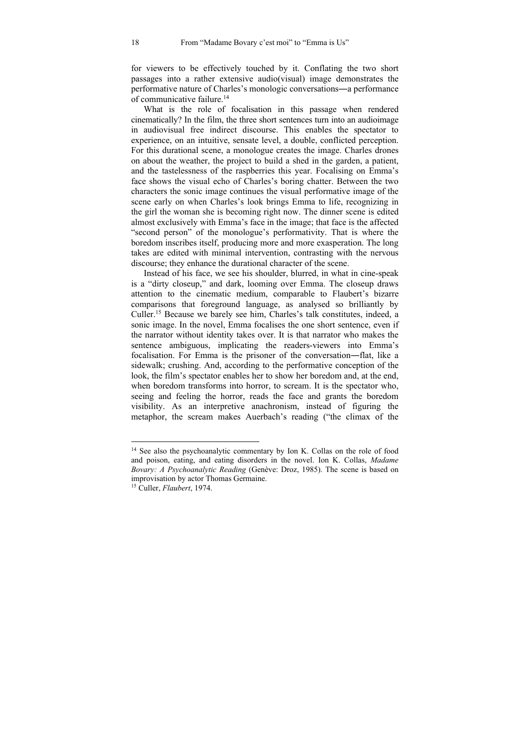for viewers to be effectively touched by it. Conflating the two short passages into a rather extensive audio(visual) image demonstrates the performative nature of Charles's monologic conversations―a performance of communicative failure.[14]

What is the role of focalisation in this passage when rendered cinematically? In the film, the three short sentences turn into an audioimage in audiovisual free indirect discourse. This enables the spectator to experience, on an intuitive, sensate level, a double, conflicted perception. For this durational scene, a monologue creates the image. Charles drones on about the weather, the project to build a shed in the garden, a patient, and the tastelessness of the raspberries this year. Focalising on Emma's face shows the visual echo of Charles's boring chatter. Between the two characters the sonic image continues the visual performative image of the scene early on when Charles's look brings Emma to life, recognizing in the girl the woman she is becoming right now. The dinner scene is edited almost exclusively with Emma's face in the image; that face is the affected "second person" of the monologue's performativity. That is where the boredom inscribes itself, producing more and more exasperation. The long takes are edited with minimal intervention, contrasting with the nervous discourse; they enhance the durational character of the scene.

Instead of his face, we see his shoulder, blurred, in what in cine-speak is a "dirty closeup," and dark, looming over Emma. The closeup draws attention to the cinematic medium, comparable to Flaubert's bizarre comparisons that foreground language, as analysed so brilliantly by Culler.[15] Because we barely see him, Charles's talk constitutes, indeed, a sonic image. In the novel, Emma focalises the one short sentence, even if the narrator without identity takes over. It is that narrator who makes the sentence ambiguous, implicating the readers-viewers into Emma's focalisation. For Emma is the prisoner of the conversation―flat, like a sidewalk; crushing. And, according to the performative conception of the look, the film's spectator enables her to show her boredom and, at the end, when boredom transforms into horror, to scream. It is the spectator who, seeing and feeling the horror, reads the face and grants the boredom visibility. As an interpretive anachronism, instead of figuring the metaphor, the scream makes Auerbach's reading ("the climax of the

---

[14] See also the psychoanalytic commentary by Ion K. Collas on the role of food and poison, eating, and eating disorders in the novel. Ion K. Collas, *Madame Bovary: A Psychoanalytic Reading* (Genève: Droz, 1985). The scene is based on improvisation by actor Thomas Germaine.

[15] Culler, *Flaubert*, 1974.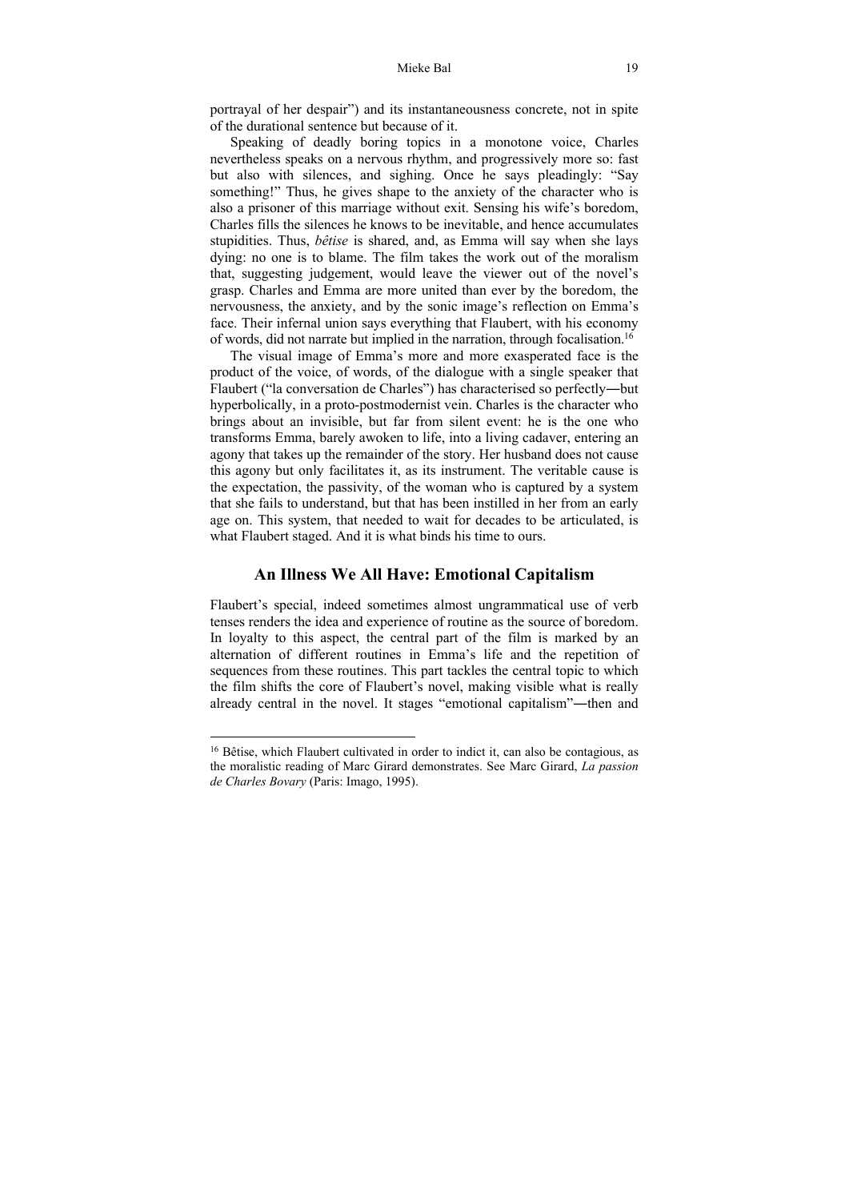portrayal of her despair") and its instantaneousness concrete, not in spite of the durational sentence but because of it.

Speaking of deadly boring topics in a monotone voice, Charles nevertheless speaks on a nervous rhythm, and progressively more so: fast but also with silences, and sighing. Once he says pleadingly: "Say something!" Thus, he gives shape to the anxiety of the character who is also a prisoner of this marriage without exit. Sensing his wife's boredom, Charles fills the silences he knows to be inevitable, and hence accumulates stupidities. Thus, *bêtise* is shared, and, as Emma will say when she lays dying: no one is to blame. The film takes the work out of the moralism that, suggesting judgement, would leave the viewer out of the novel's grasp. Charles and Emma are more united than ever by the boredom, the nervousness, the anxiety, and by the sonic image's reflection on Emma's face. Their infernal union says everything that Flaubert, with his economy of words, did not narrate but implied in the narration, through focalisation.[16]

The visual image of Emma's more and more exasperated face is the product of the voice, of words, of the dialogue with a single speaker that Flaubert ("la conversation de Charles") has characterised so perfectly—but hyperbolically, in a proto-postmodernist vein. Charles is the character who brings about an invisible, but far from silent event: he is the one who transforms Emma, barely awoken to life, into a living cadaver, entering an agony that takes up the remainder of the story. Her husband does not cause this agony but only facilitates it, as its instrument. The veritable cause is the expectation, the passivity, of the woman who is captured by a system that she fails to understand, but that has been instilled in her from an early age on. This system, that needed to wait for decades to be articulated, is what Flaubert staged. And it is what binds his time to ours.

## An Illness We All Have: Emotional Capitalism

Flaubert's special, indeed sometimes almost ungrammatical use of verb tenses renders the idea and experience of routine as the source of boredom. In loyalty to this aspect, the central part of the film is marked by an alternation of different routines in Emma's life and the repetition of sequences from these routines. This part tackles the central topic to which the film shifts the core of Flaubert's novel, making visible what is really already central in the novel. It stages "emotional capitalism"—then and

---

[16] Bêtise, which Flaubert cultivated in order to indict it, can also be contagious, as the moralistic reading of Marc Girard demonstrates. See Marc Girard, *La passion de Charles Bovary* (Paris: Imago, 1995).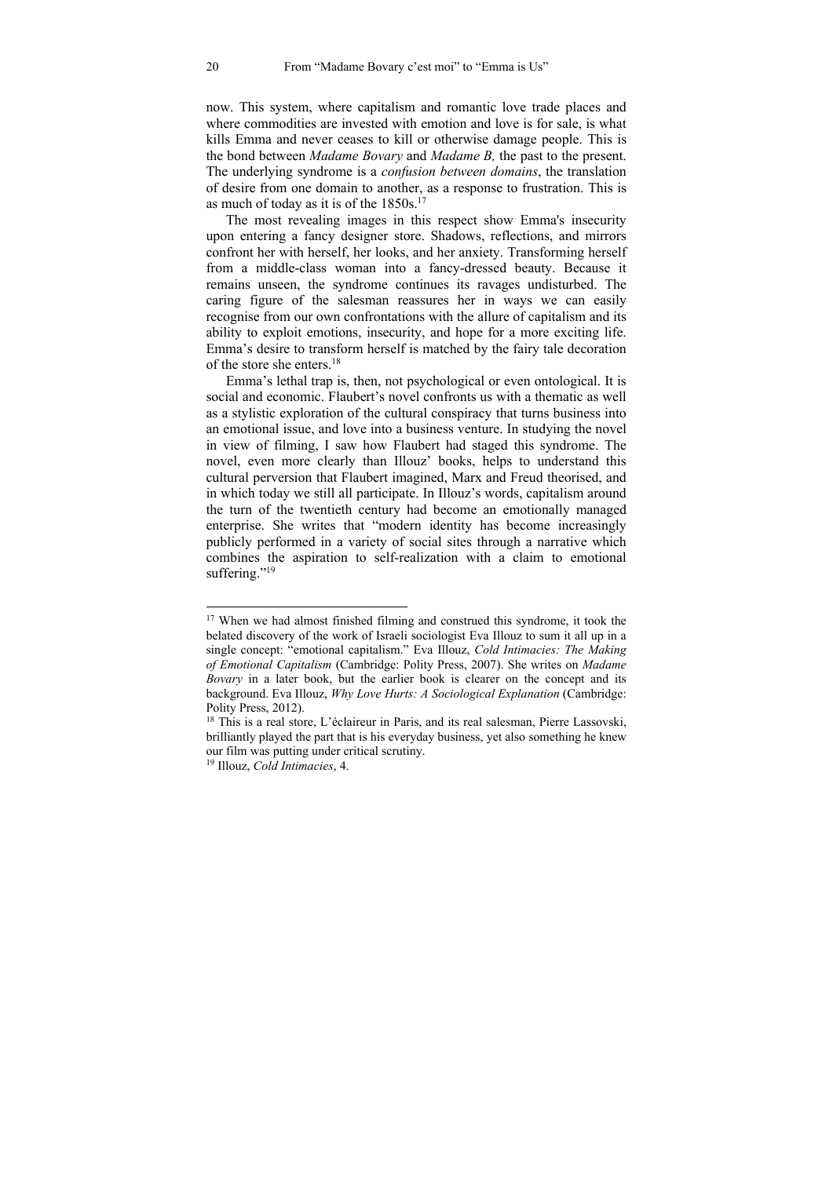now. This system, where capitalism and romantic love trade places and where commodities are invested with emotion and love is for sale, is what kills Emma and never ceases to kill or otherwise damage people. This is the bond between *Madame Bovary* and *Madame B,* the past to the present. The underlying syndrome is a *confusion between domains*, the translation of desire from one domain to another, as a response to frustration. This is as much of today as it is of the 1850s.[17]

The most revealing images in this respect show Emma's insecurity upon entering a fancy designer store. Shadows, reflections, and mirrors confront her with herself, her looks, and her anxiety. Transforming herself from a middle-class woman into a fancy-dressed beauty. Because it remains unseen, the syndrome continues its ravages undisturbed. The caring figure of the salesman reassures her in ways we can easily recognise from our own confrontations with the allure of capitalism and its ability to exploit emotions, insecurity, and hope for a more exciting life. Emma's desire to transform herself is matched by the fairy tale decoration of the store she enters.[18]

Emma's lethal trap is, then, not psychological or even ontological. It is social and economic. Flaubert's novel confronts us with a thematic as well as a stylistic exploration of the cultural conspiracy that turns business into an emotional issue, and love into a business venture. In studying the novel in view of filming, I saw how Flaubert had staged this syndrome. The novel, even more clearly than Illouz' books, helps to understand this cultural perversion that Flaubert imagined, Marx and Freud theorised, and in which today we still all participate. In Illouz's words, capitalism around the turn of the twentieth century had become an emotionally managed enterprise. She writes that "modern identity has become increasingly publicly performed in a variety of social sites through a narrative which combines the aspiration to self-realization with a claim to emotional suffering."[19]

---

[17] When we had almost finished filming and construed this syndrome, it took the belated discovery of the work of Israeli sociologist Eva Illouz to sum it all up in a single concept: "emotional capitalism." Eva Illouz, *Cold Intimacies: The Making of Emotional Capitalism* (Cambridge: Polity Press, 2007). She writes on *Madame Bovary* in a later book, but the earlier book is clearer on the concept and its background. Eva Illouz, *Why Love Hurts: A Sociological Explanation* (Cambridge: Polity Press, 2012).

[18] This is a real store, L'éclaireur in Paris, and its real salesman, Pierre Lassovski, brilliantly played the part that is his everyday business, yet also something he knew our film was putting under critical scrutiny.

[19] Illouz, *Cold Intimacies*, 4.